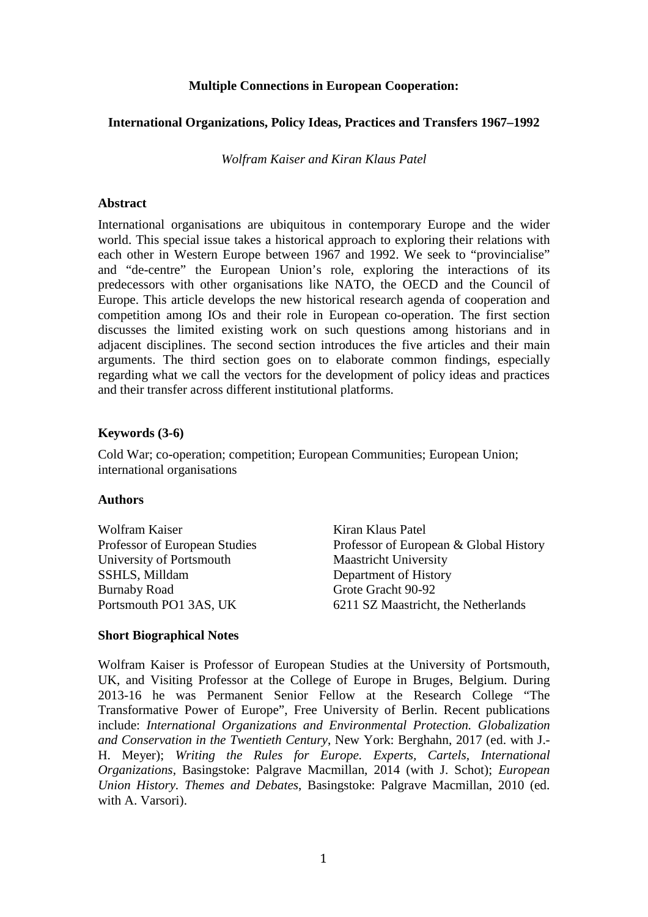# Multiple Connections in European Cooperation:

## International Organizations, Policy Ideas, Practices and Transfers 1967–1992

*Wolfram Kaiser and Kiran Klaus Patel*

### Abstract

International organisations are ubiquitous in contemporary Europe and the wider world. This special issue takes a historical approach to exploring their relations with each other in Western Europe between 1967 and 1992. We seek to “provincialise” and “de-centre” the European Union’s role, exploring the interactions of its predecessors with other organisations like NATO, the OECD and the Council of Europe. This article develops the new historical research agenda of cooperation and competition among IOs and their role in European co-operation. The first section discusses the limited existing work on such questions among historians and in adjacent disciplines. The second section introduces the five articles and their main arguments. The third section goes on to elaborate common findings, especially regarding what we call the vectors for the development of policy ideas and practices and their transfer across different institutional platforms.

### Keywords (3-6)

Cold War; co-operation; competition; European Communities; European Union; international organisations

### Authors

| Wolfram Kaiser | Kiran Klaus Patel |
|---|---|
| Professor of European Studies | Professor of European & Global History |
| University of Portsmouth | Maastricht University |
| SSHLS, Milldam | Department of History |
| Burnaby Road | Grote Gracht 90-92 |
| Portsmouth PO1 3AS, UK | 6211 SZ Maastricht, the Netherlands |

### Short Biographical Notes

Wolfram Kaiser is Professor of European Studies at the University of Portsmouth, UK, and Visiting Professor at the College of Europe in Bruges, Belgium. During 2013-16 he was Permanent Senior Fellow at the Research College “The Transformative Power of Europe”, Free University of Berlin. Recent publications include: *International Organizations and Environmental Protection. Globalization and Conservation in the Twentieth Century*, New York: Berghahn, 2017 (ed. with J.-H. Meyer); *Writing the Rules for Europe. Experts, Cartels, International Organizations*, Basingstoke: Palgrave Macmillan, 2014 (with J. Schot); *European Union History. Themes and Debates*, Basingstoke: Palgrave Macmillan, 2010 (ed. with A. Varsori).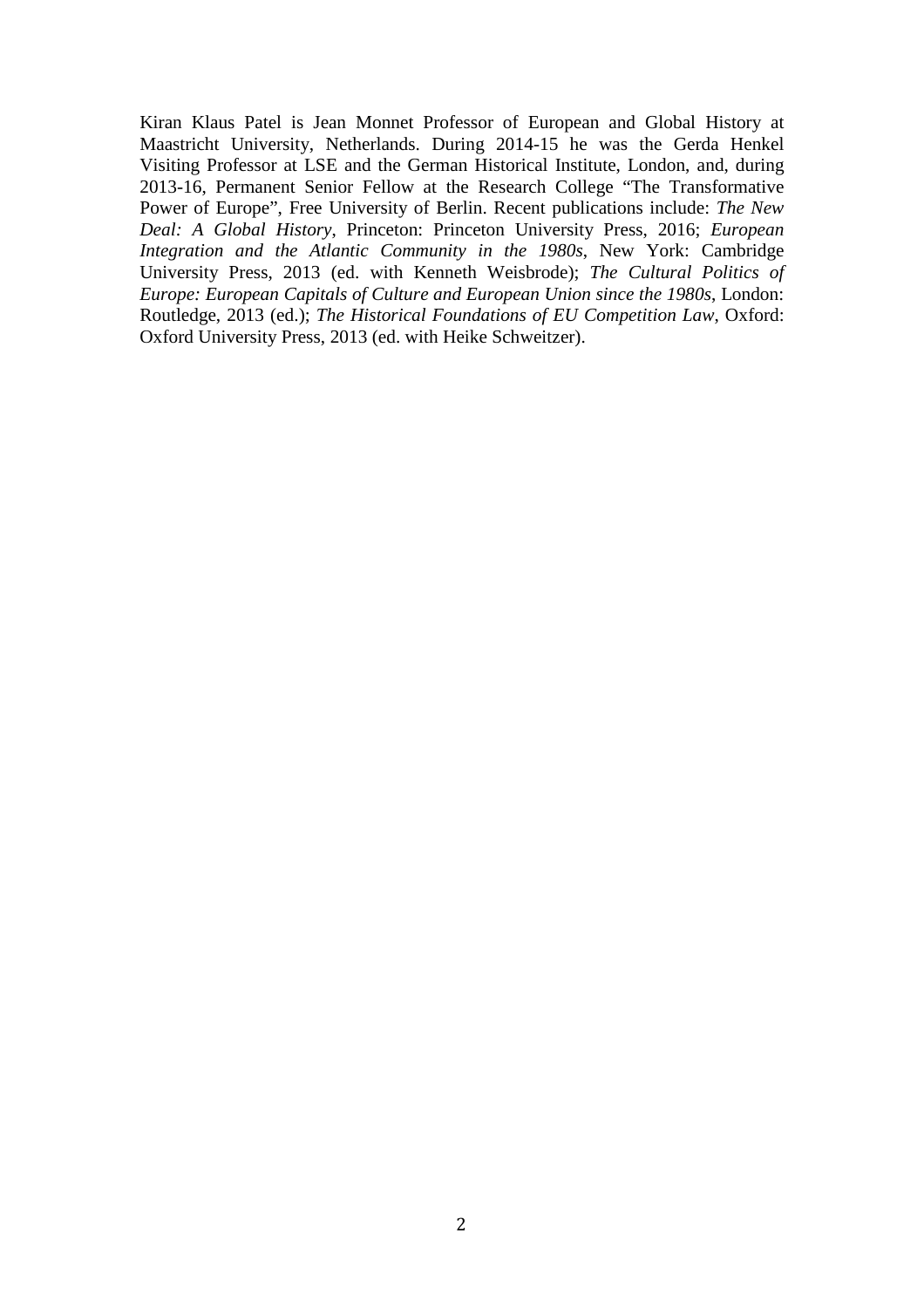Kiran Klaus Patel is Jean Monnet Professor of European and Global History at Maastricht University, Netherlands. During 2014-15 he was the Gerda Henkel Visiting Professor at LSE and the German Historical Institute, London, and, during 2013-16, Permanent Senior Fellow at the Research College "The Transformative Power of Europe", Free University of Berlin. Recent publications include: *The New Deal: A Global History*, Princeton: Princeton University Press, 2016; *European Integration and the Atlantic Community in the 1980s*, New York: Cambridge University Press, 2013 (ed. with Kenneth Weisbrode); *The Cultural Politics of Europe: European Capitals of Culture and European Union since the 1980s*, London: Routledge, 2013 (ed.); *The Historical Foundations of EU Competition Law*, Oxford: Oxford University Press, 2013 (ed. with Heike Schweitzer).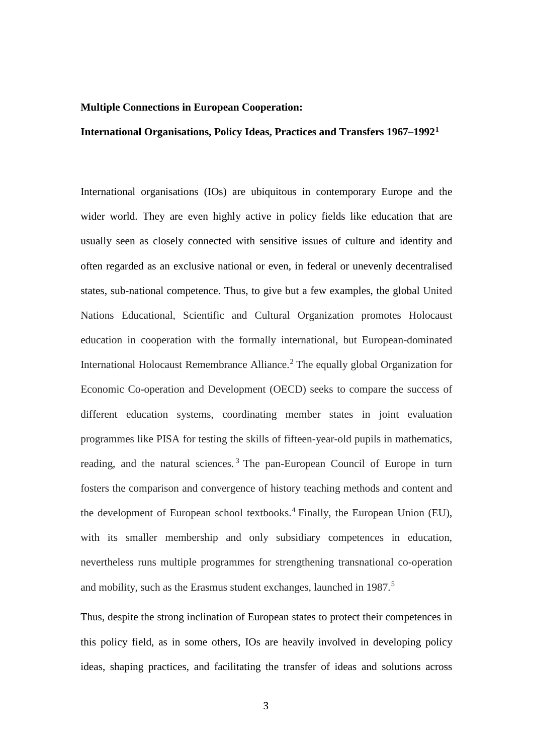**Multiple Connections in European Cooperation:**

**International Organisations, Policy Ideas, Practices and Transfers 1967–1992**[1]

International organisations (IOs) are ubiquitous in contemporary Europe and the wider world. They are even highly active in policy fields like education that are usually seen as closely connected with sensitive issues of culture and identity and often regarded as an exclusive national or even, in federal or unevenly decentralised states, sub-national competence. Thus, to give but a few examples, the global United Nations Educational, Scientific and Cultural Organization promotes Holocaust education in cooperation with the formally international, but European-dominated International Holocaust Remembrance Alliance.[2] The equally global Organization for Economic Co-operation and Development (OECD) seeks to compare the success of different education systems, coordinating member states in joint evaluation programmes like PISA for testing the skills of fifteen-year-old pupils in mathematics, reading, and the natural sciences.[3] The pan-European Council of Europe in turn fosters the comparison and convergence of history teaching methods and content and the development of European school textbooks.[4] Finally, the European Union (EU), with its smaller membership and only subsidiary competences in education, nevertheless runs multiple programmes for strengthening transnational co-operation and mobility, such as the Erasmus student exchanges, launched in 1987.[5]

Thus, despite the strong inclination of European states to protect their competences in this policy field, as in some others, IOs are heavily involved in developing policy ideas, shaping practices, and facilitating the transfer of ideas and solutions across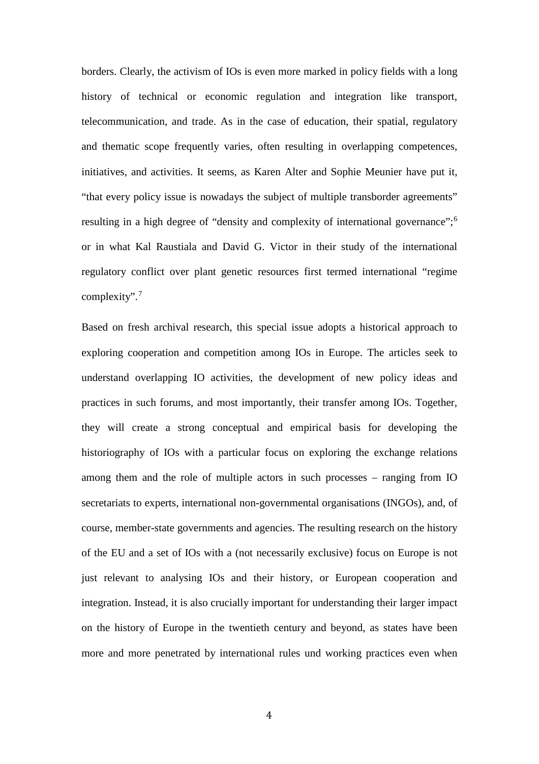borders. Clearly, the activism of IOs is even more marked in policy fields with a long history of technical or economic regulation and integration like transport, telecommunication, and trade. As in the case of education, their spatial, regulatory and thematic scope frequently varies, often resulting in overlapping competences, initiatives, and activities. It seems, as Karen Alter and Sophie Meunier have put it, "that every policy issue is nowadays the subject of multiple transborder agreements" resulting in a high degree of "density and complexity of international governance";[6] or in what Kal Raustiala and David G. Victor in their study of the international regulatory conflict over plant genetic resources first termed international "regime complexity".[7]

Based on fresh archival research, this special issue adopts a historical approach to exploring cooperation and competition among IOs in Europe. The articles seek to understand overlapping IO activities, the development of new policy ideas and practices in such forums, and most importantly, their transfer among IOs. Together, they will create a strong conceptual and empirical basis for developing the historiography of IOs with a particular focus on exploring the exchange relations among them and the role of multiple actors in such processes – ranging from IO secretariats to experts, international non-governmental organisations (INGOs), and, of course, member-state governments and agencies. The resulting research on the history of the EU and a set of IOs with a (not necessarily exclusive) focus on Europe is not just relevant to analysing IOs and their history, or European cooperation and integration. Instead, it is also crucially important for understanding their larger impact on the history of Europe in the twentieth century and beyond, as states have been more and more penetrated by international rules und working practices even when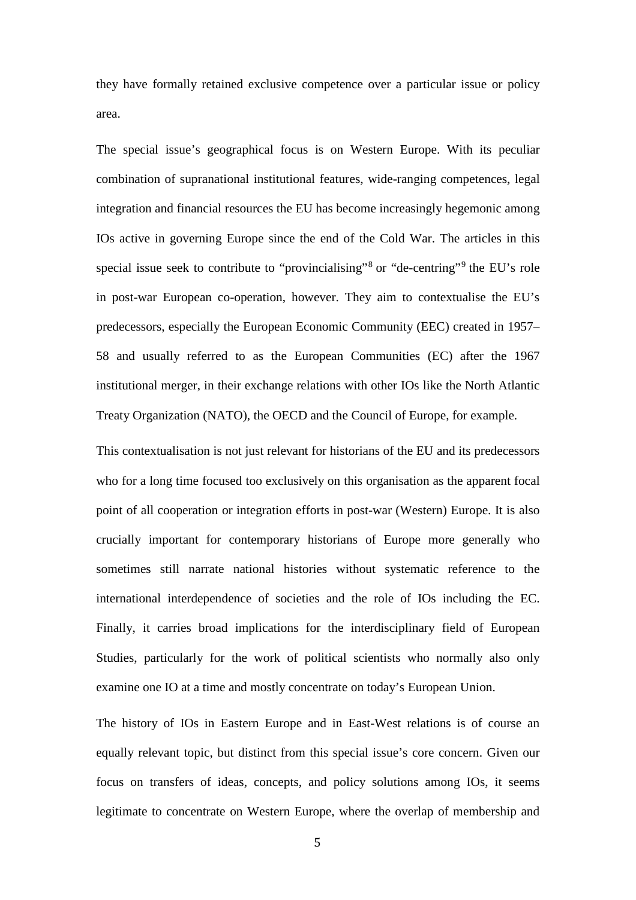they have formally retained exclusive competence over a particular issue or policy area.

The special issue's geographical focus is on Western Europe. With its peculiar combination of supranational institutional features, wide-ranging competences, legal integration and financial resources the EU has become increasingly hegemonic among IOs active in governing Europe since the end of the Cold War. The articles in this special issue seek to contribute to "provincialising"[8] or "de-centring"[9] the EU's role in post-war European co-operation, however. They aim to contextualise the EU's predecessors, especially the European Economic Community (EEC) created in 1957–58 and usually referred to as the European Communities (EC) after the 1967 institutional merger, in their exchange relations with other IOs like the North Atlantic Treaty Organization (NATO), the OECD and the Council of Europe, for example.

This contextualisation is not just relevant for historians of the EU and its predecessors who for a long time focused too exclusively on this organisation as the apparent focal point of all cooperation or integration efforts in post-war (Western) Europe. It is also crucially important for contemporary historians of Europe more generally who sometimes still narrate national histories without systematic reference to the international interdependence of societies and the role of IOs including the EC. Finally, it carries broad implications for the interdisciplinary field of European Studies, particularly for the work of political scientists who normally also only examine one IO at a time and mostly concentrate on today's European Union.

The history of IOs in Eastern Europe and in East-West relations is of course an equally relevant topic, but distinct from this special issue's core concern. Given our focus on transfers of ideas, concepts, and policy solutions among IOs, it seems legitimate to concentrate on Western Europe, where the overlap of membership and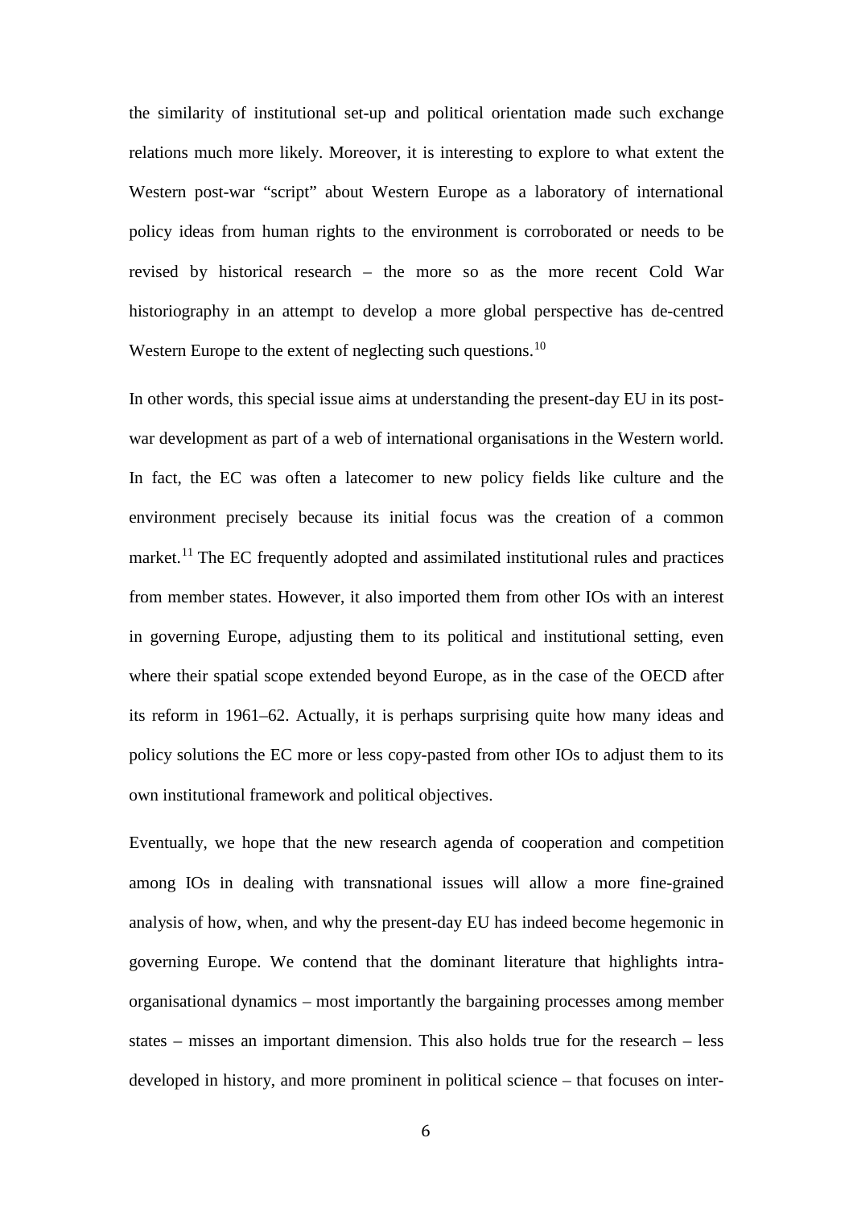the similarity of institutional set-up and political orientation made such exchange relations much more likely. Moreover, it is interesting to explore to what extent the Western post-war "script" about Western Europe as a laboratory of international policy ideas from human rights to the environment is corroborated or needs to be revised by historical research – the more so as the more recent Cold War historiography in an attempt to develop a more global perspective has de-centred Western Europe to the extent of neglecting such questions.[10]

In other words, this special issue aims at understanding the present-day EU in its post-war development as part of a web of international organisations in the Western world. In fact, the EC was often a latecomer to new policy fields like culture and the environment precisely because its initial focus was the creation of a common market.[11] The EC frequently adopted and assimilated institutional rules and practices from member states. However, it also imported them from other IOs with an interest in governing Europe, adjusting them to its political and institutional setting, even where their spatial scope extended beyond Europe, as in the case of the OECD after its reform in 1961–62. Actually, it is perhaps surprising quite how many ideas and policy solutions the EC more or less copy-pasted from other IOs to adjust them to its own institutional framework and political objectives.

Eventually, we hope that the new research agenda of cooperation and competition among IOs in dealing with transnational issues will allow a more fine-grained analysis of how, when, and why the present-day EU has indeed become hegemonic in governing Europe. We contend that the dominant literature that highlights intra-organisational dynamics – most importantly the bargaining processes among member states – misses an important dimension. This also holds true for the research – less developed in history, and more prominent in political science – that focuses on inter-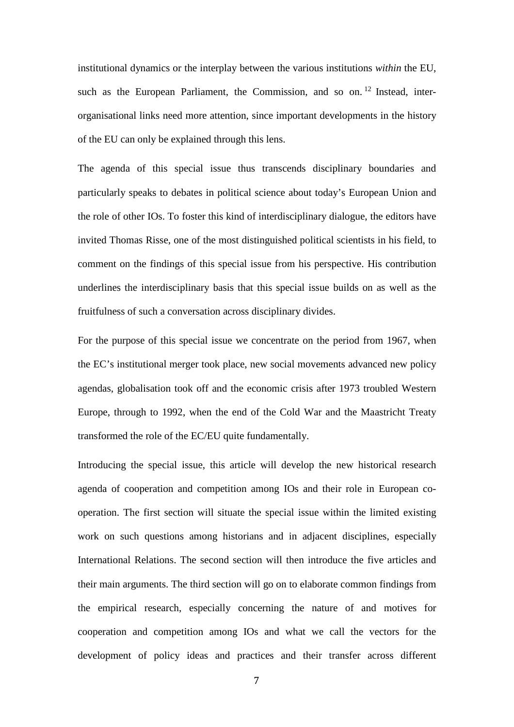institutional dynamics or the interplay between the various institutions *within* the EU, such as the European Parliament, the Commission, and so on.[12] Instead, inter-organisational links need more attention, since important developments in the history of the EU can only be explained through this lens.

The agenda of this special issue thus transcends disciplinary boundaries and particularly speaks to debates in political science about today's European Union and the role of other IOs. To foster this kind of interdisciplinary dialogue, the editors have invited Thomas Risse, one of the most distinguished political scientists in his field, to comment on the findings of this special issue from his perspective. His contribution underlines the interdisciplinary basis that this special issue builds on as well as the fruitfulness of such a conversation across disciplinary divides.

For the purpose of this special issue we concentrate on the period from 1967, when the EC's institutional merger took place, new social movements advanced new policy agendas, globalisation took off and the economic crisis after 1973 troubled Western Europe, through to 1992, when the end of the Cold War and the Maastricht Treaty transformed the role of the EC/EU quite fundamentally.

Introducing the special issue, this article will develop the new historical research agenda of cooperation and competition among IOs and their role in European co-operation. The first section will situate the special issue within the limited existing work on such questions among historians and in adjacent disciplines, especially International Relations. The second section will then introduce the five articles and their main arguments. The third section will go on to elaborate common findings from the empirical research, especially concerning the nature of and motives for cooperation and competition among IOs and what we call the vectors for the development of policy ideas and practices and their transfer across different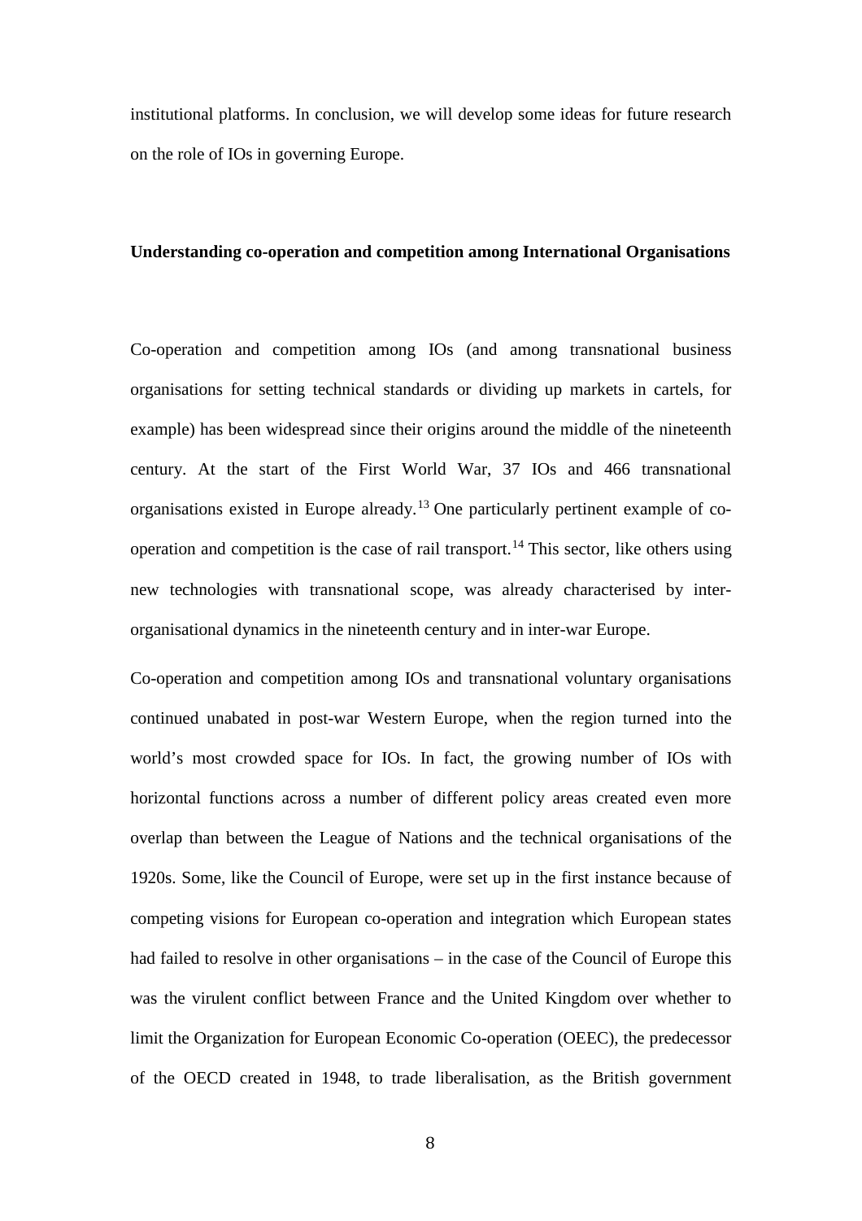institutional platforms. In conclusion, we will develop some ideas for future research on the role of IOs in governing Europe.

## Understanding co-operation and competition among International Organisations

Co-operation and competition among IOs (and among transnational business organisations for setting technical standards or dividing up markets in cartels, for example) has been widespread since their origins around the middle of the nineteenth century. At the start of the First World War, 37 IOs and 466 transnational organisations existed in Europe already.[13] One particularly pertinent example of co-operation and competition is the case of rail transport.[14] This sector, like others using new technologies with transnational scope, was already characterised by inter-organisational dynamics in the nineteenth century and in inter-war Europe.

Co-operation and competition among IOs and transnational voluntary organisations continued unabated in post-war Western Europe, when the region turned into the world's most crowded space for IOs. In fact, the growing number of IOs with horizontal functions across a number of different policy areas created even more overlap than between the League of Nations and the technical organisations of the 1920s. Some, like the Council of Europe, were set up in the first instance because of competing visions for European co-operation and integration which European states had failed to resolve in other organisations – in the case of the Council of Europe this was the virulent conflict between France and the United Kingdom over whether to limit the Organization for European Economic Co-operation (OEEC), the predecessor of the OECD created in 1948, to trade liberalisation, as the British government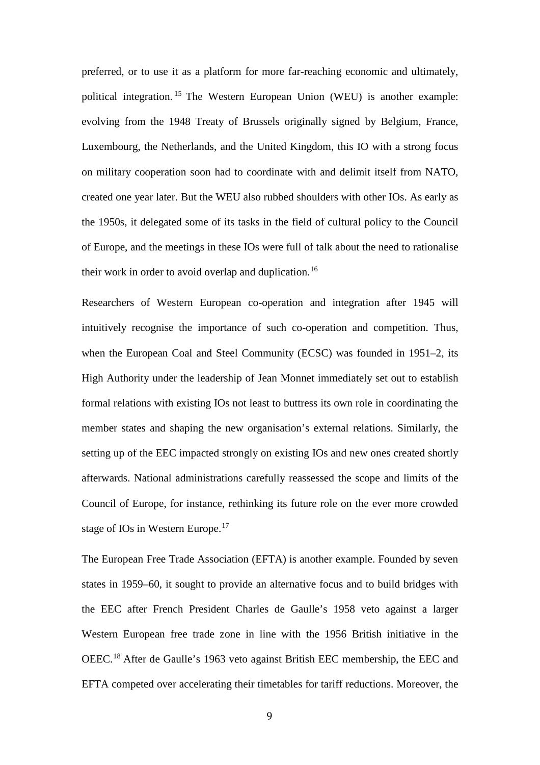preferred, or to use it as a platform for more far-reaching economic and ultimately, political integration.[15] The Western European Union (WEU) is another example: evolving from the 1948 Treaty of Brussels originally signed by Belgium, France, Luxembourg, the Netherlands, and the United Kingdom, this IO with a strong focus on military cooperation soon had to coordinate with and delimit itself from NATO, created one year later. But the WEU also rubbed shoulders with other IOs. As early as the 1950s, it delegated some of its tasks in the field of cultural policy to the Council of Europe, and the meetings in these IOs were full of talk about the need to rationalise their work in order to avoid overlap and duplication.[16]

Researchers of Western European co-operation and integration after 1945 will intuitively recognise the importance of such co-operation and competition. Thus, when the European Coal and Steel Community (ECSC) was founded in 1951–2, its High Authority under the leadership of Jean Monnet immediately set out to establish formal relations with existing IOs not least to buttress its own role in coordinating the member states and shaping the new organisation's external relations. Similarly, the setting up of the EEC impacted strongly on existing IOs and new ones created shortly afterwards. National administrations carefully reassessed the scope and limits of the Council of Europe, for instance, rethinking its future role on the ever more crowded stage of IOs in Western Europe.[17]

The European Free Trade Association (EFTA) is another example. Founded by seven states in 1959–60, it sought to provide an alternative focus and to build bridges with the EEC after French President Charles de Gaulle's 1958 veto against a larger Western European free trade zone in line with the 1956 British initiative in the OEEC.[18] After de Gaulle's 1963 veto against British EEC membership, the EEC and EFTA competed over accelerating their timetables for tariff reductions. Moreover, the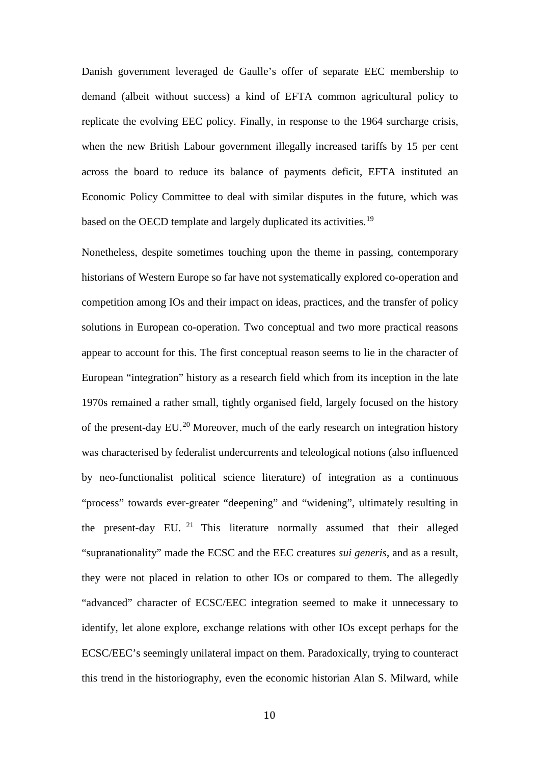Danish government leveraged de Gaulle's offer of separate EEC membership to demand (albeit without success) a kind of EFTA common agricultural policy to replicate the evolving EEC policy. Finally, in response to the 1964 surcharge crisis, when the new British Labour government illegally increased tariffs by 15 per cent across the board to reduce its balance of payments deficit, EFTA instituted an Economic Policy Committee to deal with similar disputes in the future, which was based on the OECD template and largely duplicated its activities.[19]

Nonetheless, despite sometimes touching upon the theme in passing, contemporary historians of Western Europe so far have not systematically explored co-operation and competition among IOs and their impact on ideas, practices, and the transfer of policy solutions in European co-operation. Two conceptual and two more practical reasons appear to account for this. The first conceptual reason seems to lie in the character of European "integration" history as a research field which from its inception in the late 1970s remained a rather small, tightly organised field, largely focused on the history of the present-day EU.[20] Moreover, much of the early research on integration history was characterised by federalist undercurrents and teleological notions (also influenced by neo-functionalist political science literature) of integration as a continuous "process" towards ever-greater "deepening" and "widening", ultimately resulting in the present-day EU.[21] This literature normally assumed that their alleged "supranationality" made the ECSC and the EEC creatures *sui generis*, and as a result, they were not placed in relation to other IOs or compared to them. The allegedly "advanced" character of ECSC/EEC integration seemed to make it unnecessary to identify, let alone explore, exchange relations with other IOs except perhaps for the ECSC/EEC's seemingly unilateral impact on them. Paradoxically, trying to counteract this trend in the historiography, even the economic historian Alan S. Milward, while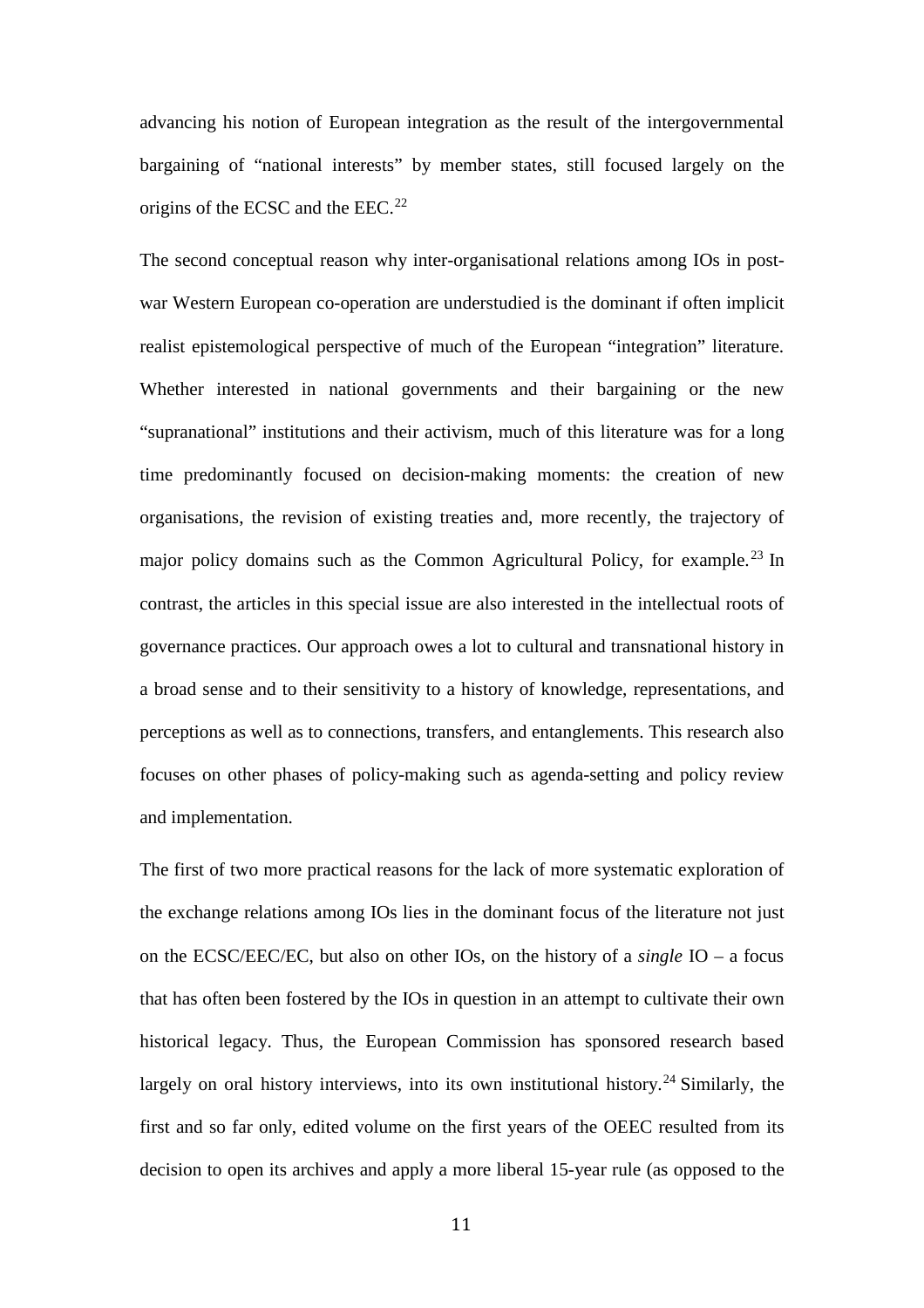advancing his notion of European integration as the result of the intergovernmental bargaining of "national interests" by member states, still focused largely on the origins of the ECSC and the EEC.[22]

The second conceptual reason why inter-organisational relations among IOs in post-war Western European co-operation are understudied is the dominant if often implicit realist epistemological perspective of much of the European "integration" literature. Whether interested in national governments and their bargaining or the new "supranational" institutions and their activism, much of this literature was for a long time predominantly focused on decision-making moments: the creation of new organisations, the revision of existing treaties and, more recently, the trajectory of major policy domains such as the Common Agricultural Policy, for example.[23] In contrast, the articles in this special issue are also interested in the intellectual roots of governance practices. Our approach owes a lot to cultural and transnational history in a broad sense and to their sensitivity to a history of knowledge, representations, and perceptions as well as to connections, transfers, and entanglements. This research also focuses on other phases of policy-making such as agenda-setting and policy review and implementation.

The first of two more practical reasons for the lack of more systematic exploration of the exchange relations among IOs lies in the dominant focus of the literature not just on the ECSC/EEC/EC, but also on other IOs, on the history of a *single* IO – a focus that has often been fostered by the IOs in question in an attempt to cultivate their own historical legacy. Thus, the European Commission has sponsored research based largely on oral history interviews, into its own institutional history.[24] Similarly, the first and so far only, edited volume on the first years of the OEEC resulted from its decision to open its archives and apply a more liberal 15-year rule (as opposed to the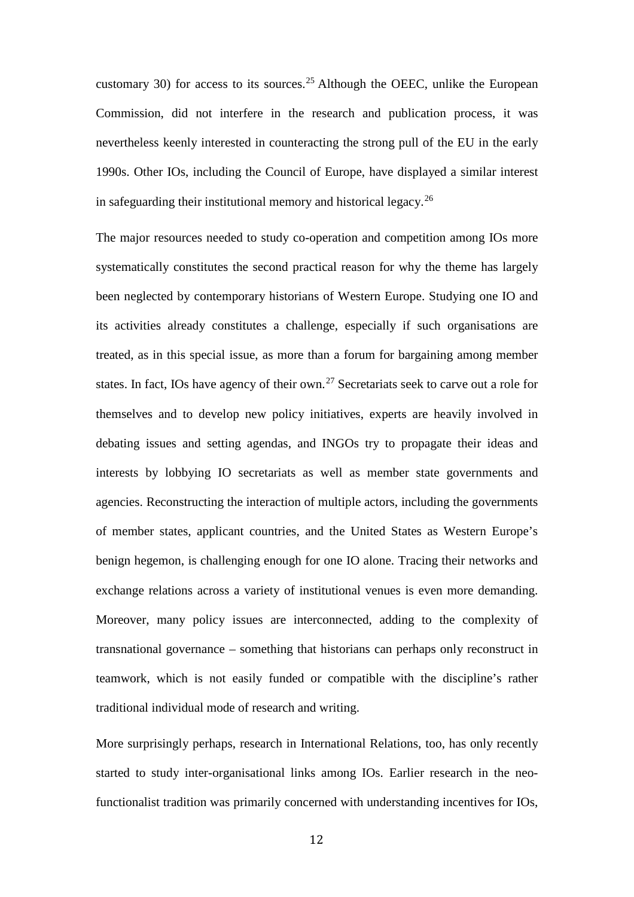customary 30) for access to its sources.[25] Although the OEEC, unlike the European Commission, did not interfere in the research and publication process, it was nevertheless keenly interested in counteracting the strong pull of the EU in the early 1990s. Other IOs, including the Council of Europe, have displayed a similar interest in safeguarding their institutional memory and historical legacy.[26]

The major resources needed to study co-operation and competition among IOs more systematically constitutes the second practical reason for why the theme has largely been neglected by contemporary historians of Western Europe. Studying one IO and its activities already constitutes a challenge, especially if such organisations are treated, as in this special issue, as more than a forum for bargaining among member states. In fact, IOs have agency of their own.[27] Secretariats seek to carve out a role for themselves and to develop new policy initiatives, experts are heavily involved in debating issues and setting agendas, and INGOs try to propagate their ideas and interests by lobbying IO secretariats as well as member state governments and agencies. Reconstructing the interaction of multiple actors, including the governments of member states, applicant countries, and the United States as Western Europe's benign hegemon, is challenging enough for one IO alone. Tracing their networks and exchange relations across a variety of institutional venues is even more demanding. Moreover, many policy issues are interconnected, adding to the complexity of transnational governance – something that historians can perhaps only reconstruct in teamwork, which is not easily funded or compatible with the discipline's rather traditional individual mode of research and writing.

More surprisingly perhaps, research in International Relations, too, has only recently started to study inter-organisational links among IOs. Earlier research in the neo-functionalist tradition was primarily concerned with understanding incentives for IOs,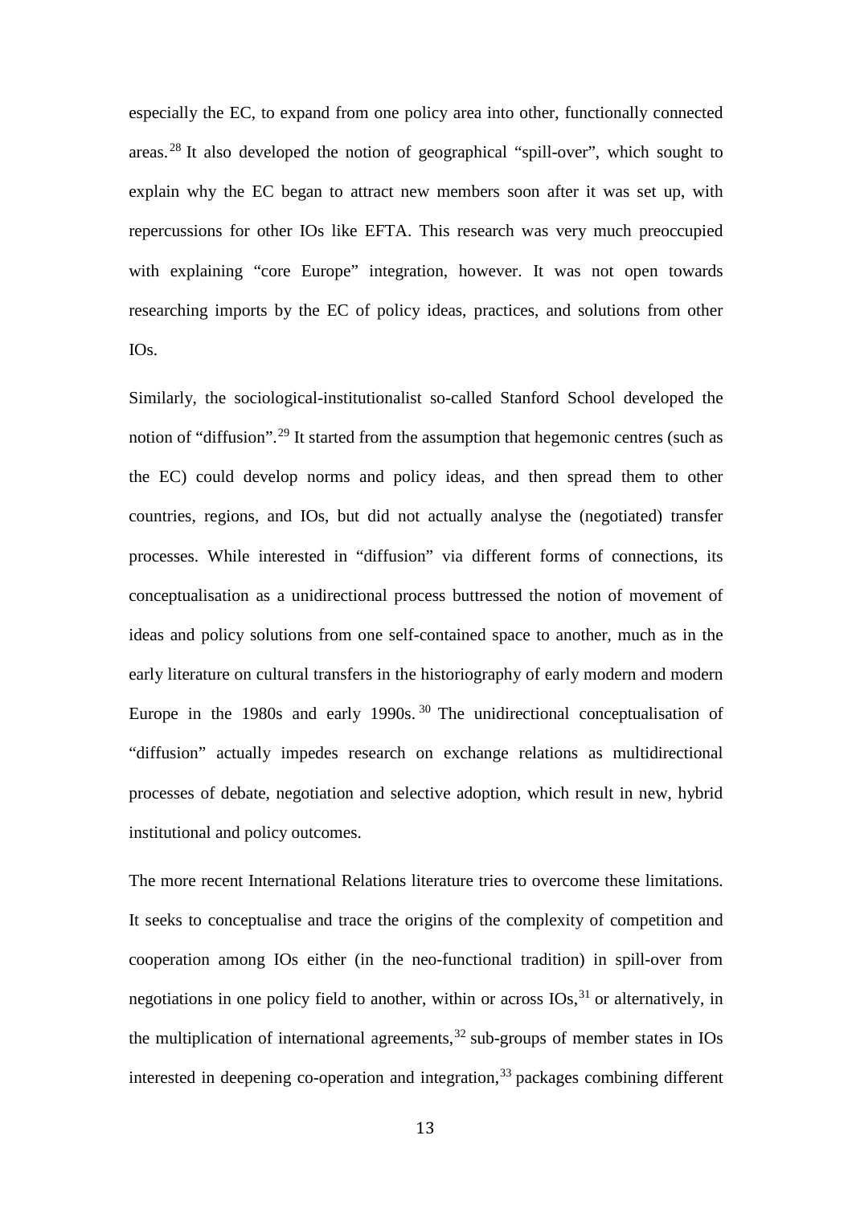especially the EC, to expand from one policy area into other, functionally connected areas.[28] It also developed the notion of geographical "spill-over", which sought to explain why the EC began to attract new members soon after it was set up, with repercussions for other IOs like EFTA. This research was very much preoccupied with explaining "core Europe" integration, however. It was not open towards researching imports by the EC of policy ideas, practices, and solutions from other IOs.

Similarly, the sociological-institutionalist so-called Stanford School developed the notion of "diffusion".[29] It started from the assumption that hegemonic centres (such as the EC) could develop norms and policy ideas, and then spread them to other countries, regions, and IOs, but did not actually analyse the (negotiated) transfer processes. While interested in "diffusion" via different forms of connections, its conceptualisation as a unidirectional process buttressed the notion of movement of ideas and policy solutions from one self-contained space to another, much as in the early literature on cultural transfers in the historiography of early modern and modern Europe in the 1980s and early 1990s.[30] The unidirectional conceptualisation of "diffusion" actually impedes research on exchange relations as multidirectional processes of debate, negotiation and selective adoption, which result in new, hybrid institutional and policy outcomes.

The more recent International Relations literature tries to overcome these limitations. It seeks to conceptualise and trace the origins of the complexity of competition and cooperation among IOs either (in the neo-functional tradition) in spill-over from negotiations in one policy field to another, within or across IOs,[31] or alternatively, in the multiplication of international agreements,[32] sub-groups of member states in IOs interested in deepening co-operation and integration,[33] packages combining different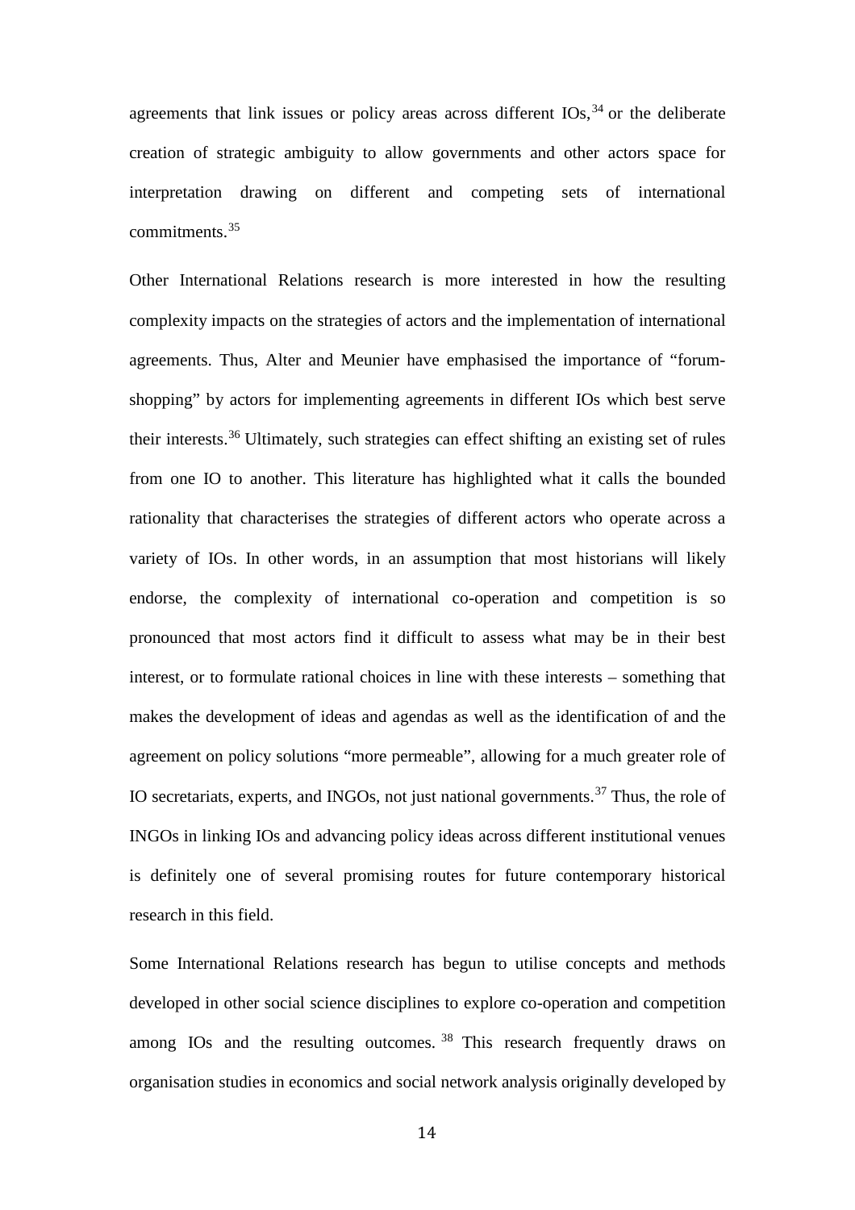agreements that link issues or policy areas across different IOs,[34] or the deliberate creation of strategic ambiguity to allow governments and other actors space for interpretation drawing on different and competing sets of international commitments.[35]

Other International Relations research is more interested in how the resulting complexity impacts on the strategies of actors and the implementation of international agreements. Thus, Alter and Meunier have emphasised the importance of "forum-shopping" by actors for implementing agreements in different IOs which best serve their interests.[36] Ultimately, such strategies can effect shifting an existing set of rules from one IO to another. This literature has highlighted what it calls the bounded rationality that characterises the strategies of different actors who operate across a variety of IOs. In other words, in an assumption that most historians will likely endorse, the complexity of international co-operation and competition is so pronounced that most actors find it difficult to assess what may be in their best interest, or to formulate rational choices in line with these interests – something that makes the development of ideas and agendas as well as the identification of and the agreement on policy solutions "more permeable", allowing for a much greater role of IO secretariats, experts, and INGOs, not just national governments.[37] Thus, the role of INGOs in linking IOs and advancing policy ideas across different institutional venues is definitely one of several promising routes for future contemporary historical research in this field.

Some International Relations research has begun to utilise concepts and methods developed in other social science disciplines to explore co-operation and competition among IOs and the resulting outcomes.[38] This research frequently draws on organisation studies in economics and social network analysis originally developed by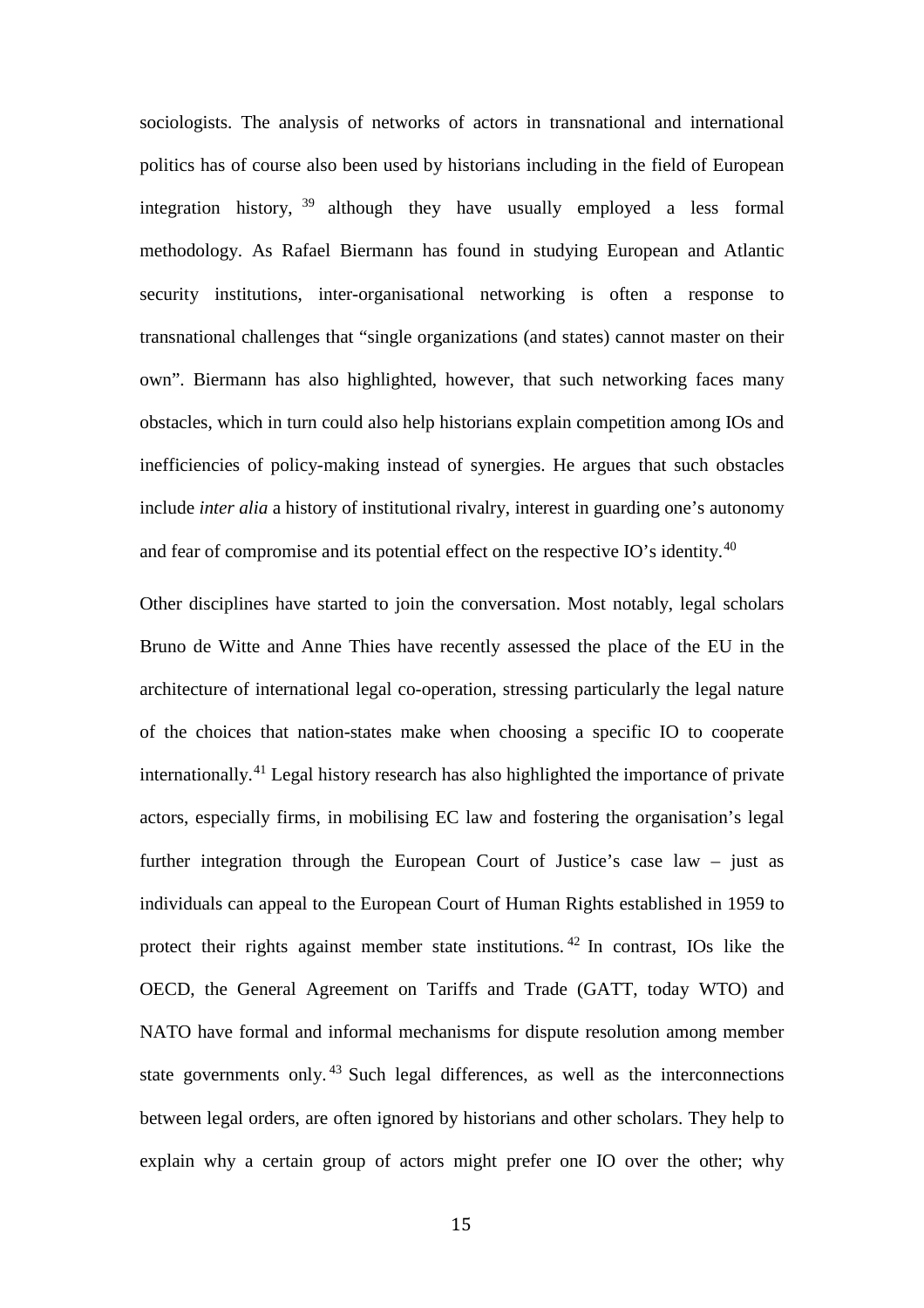sociologists. The analysis of networks of actors in transnational and international politics has of course also been used by historians including in the field of European integration history,[39] although they have usually employed a less formal methodology. As Rafael Biermann has found in studying European and Atlantic security institutions, inter-organisational networking is often a response to transnational challenges that "single organizations (and states) cannot master on their own". Biermann has also highlighted, however, that such networking faces many obstacles, which in turn could also help historians explain competition among IOs and inefficiencies of policy-making instead of synergies. He argues that such obstacles include *inter alia* a history of institutional rivalry, interest in guarding one's autonomy and fear of compromise and its potential effect on the respective IO's identity.[40]

Other disciplines have started to join the conversation. Most notably, legal scholars Bruno de Witte and Anne Thies have recently assessed the place of the EU in the architecture of international legal co-operation, stressing particularly the legal nature of the choices that nation-states make when choosing a specific IO to cooperate internationally.[41] Legal history research has also highlighted the importance of private actors, especially firms, in mobilising EC law and fostering the organisation's legal further integration through the European Court of Justice's case law – just as individuals can appeal to the European Court of Human Rights established in 1959 to protect their rights against member state institutions.[42] In contrast, IOs like the OECD, the General Agreement on Tariffs and Trade (GATT, today WTO) and NATO have formal and informal mechanisms for dispute resolution among member state governments only.[43] Such legal differences, as well as the interconnections between legal orders, are often ignored by historians and other scholars. They help to explain why a certain group of actors might prefer one IO over the other; why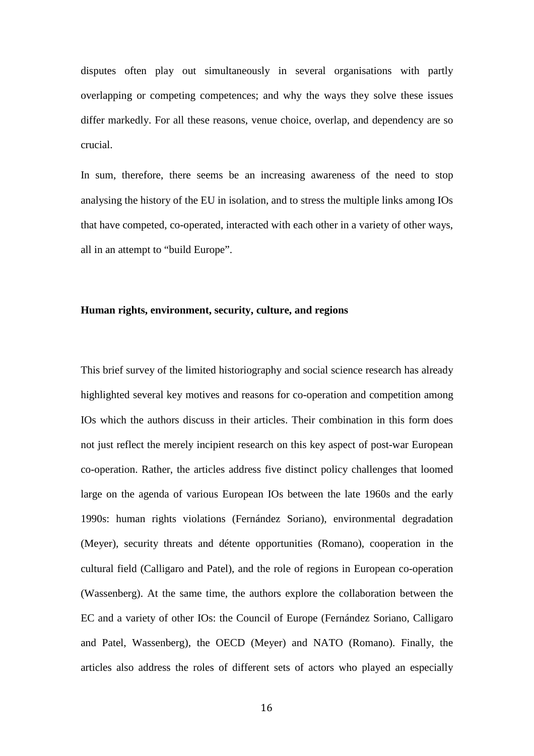disputes often play out simultaneously in several organisations with partly overlapping or competing competences; and why the ways they solve these issues differ markedly. For all these reasons, venue choice, overlap, and dependency are so crucial.

In sum, therefore, there seems be an increasing awareness of the need to stop analysing the history of the EU in isolation, and to stress the multiple links among IOs that have competed, co-operated, interacted with each other in a variety of other ways, all in an attempt to "build Europe".

**Human rights, environment, security, culture, and regions**

This brief survey of the limited historiography and social science research has already highlighted several key motives and reasons for co-operation and competition among IOs which the authors discuss in their articles. Their combination in this form does not just reflect the merely incipient research on this key aspect of post-war European co-operation. Rather, the articles address five distinct policy challenges that loomed large on the agenda of various European IOs between the late 1960s and the early 1990s: human rights violations (Fernández Soriano), environmental degradation (Meyer), security threats and détente opportunities (Romano), cooperation in the cultural field (Calligaro and Patel), and the role of regions in European co-operation (Wassenberg). At the same time, the authors explore the collaboration between the EC and a variety of other IOs: the Council of Europe (Fernández Soriano, Calligaro and Patel, Wassenberg), the OECD (Meyer) and NATO (Romano). Finally, the articles also address the roles of different sets of actors who played an especially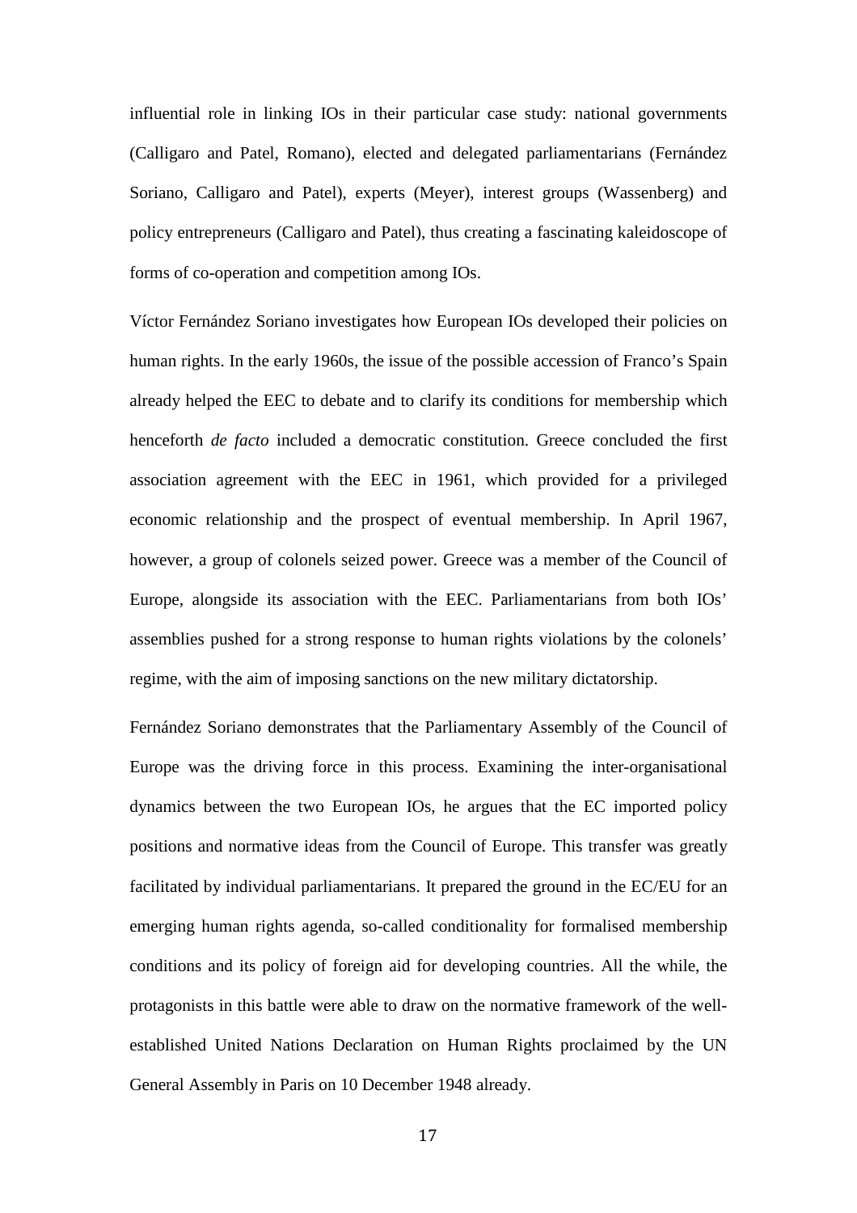influential role in linking IOs in their particular case study: national governments (Calligaro and Patel, Romano), elected and delegated parliamentarians (Fernández Soriano, Calligaro and Patel), experts (Meyer), interest groups (Wassenberg) and policy entrepreneurs (Calligaro and Patel), thus creating a fascinating kaleidoscope of forms of co-operation and competition among IOs.

Víctor Fernández Soriano investigates how European IOs developed their policies on human rights. In the early 1960s, the issue of the possible accession of Franco's Spain already helped the EEC to debate and to clarify its conditions for membership which henceforth *de facto* included a democratic constitution. Greece concluded the first association agreement with the EEC in 1961, which provided for a privileged economic relationship and the prospect of eventual membership. In April 1967, however, a group of colonels seized power. Greece was a member of the Council of Europe, alongside its association with the EEC. Parliamentarians from both IOs' assemblies pushed for a strong response to human rights violations by the colonels' regime, with the aim of imposing sanctions on the new military dictatorship.

Fernández Soriano demonstrates that the Parliamentary Assembly of the Council of Europe was the driving force in this process. Examining the inter-organisational dynamics between the two European IOs, he argues that the EC imported policy positions and normative ideas from the Council of Europe. This transfer was greatly facilitated by individual parliamentarians. It prepared the ground in the EC/EU for an emerging human rights agenda, so-called conditionality for formalised membership conditions and its policy of foreign aid for developing countries. All the while, the protagonists in this battle were able to draw on the normative framework of the well-established United Nations Declaration on Human Rights proclaimed by the UN General Assembly in Paris on 10 December 1948 already.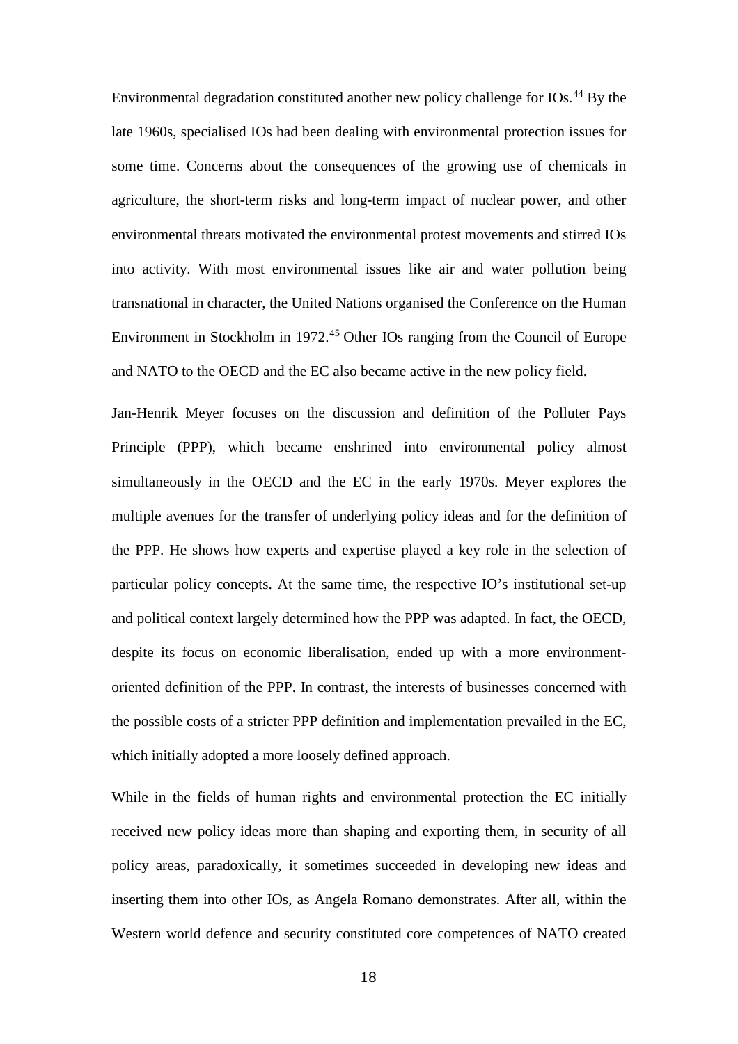Environmental degradation constituted another new policy challenge for IOs.[44] By the late 1960s, specialised IOs had been dealing with environmental protection issues for some time. Concerns about the consequences of the growing use of chemicals in agriculture, the short-term risks and long-term impact of nuclear power, and other environmental threats motivated the environmental protest movements and stirred IOs into activity. With most environmental issues like air and water pollution being transnational in character, the United Nations organised the Conference on the Human Environment in Stockholm in 1972.[45] Other IOs ranging from the Council of Europe and NATO to the OECD and the EC also became active in the new policy field.

Jan-Henrik Meyer focuses on the discussion and definition of the Polluter Pays Principle (PPP), which became enshrined into environmental policy almost simultaneously in the OECD and the EC in the early 1970s. Meyer explores the multiple avenues for the transfer of underlying policy ideas and for the definition of the PPP. He shows how experts and expertise played a key role in the selection of particular policy concepts. At the same time, the respective IO's institutional set-up and political context largely determined how the PPP was adapted. In fact, the OECD, despite its focus on economic liberalisation, ended up with a more environment-oriented definition of the PPP. In contrast, the interests of businesses concerned with the possible costs of a stricter PPP definition and implementation prevailed in the EC, which initially adopted a more loosely defined approach.

While in the fields of human rights and environmental protection the EC initially received new policy ideas more than shaping and exporting them, in security of all policy areas, paradoxically, it sometimes succeeded in developing new ideas and inserting them into other IOs, as Angela Romano demonstrates. After all, within the Western world defence and security constituted core competences of NATO created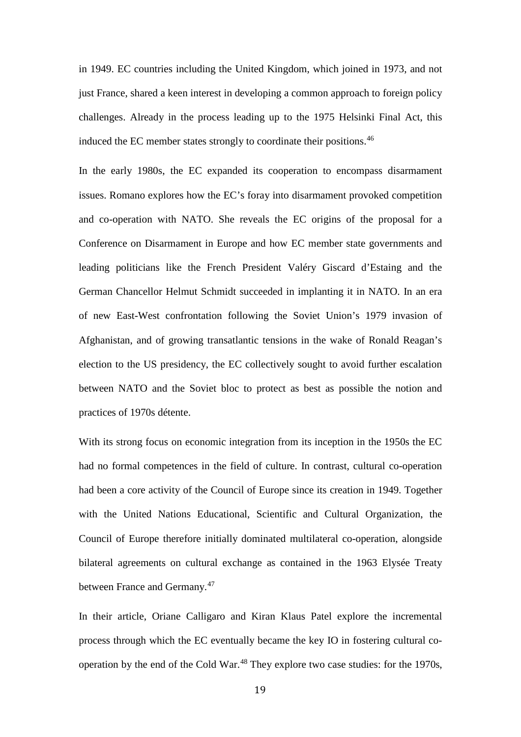in 1949. EC countries including the United Kingdom, which joined in 1973, and not just France, shared a keen interest in developing a common approach to foreign policy challenges. Already in the process leading up to the 1975 Helsinki Final Act, this induced the EC member states strongly to coordinate their positions.[46]

In the early 1980s, the EC expanded its cooperation to encompass disarmament issues. Romano explores how the EC's foray into disarmament provoked competition and co-operation with NATO. She reveals the EC origins of the proposal for a Conference on Disarmament in Europe and how EC member state governments and leading politicians like the French President Valéry Giscard d'Estaing and the German Chancellor Helmut Schmidt succeeded in implanting it in NATO. In an era of new East-West confrontation following the Soviet Union's 1979 invasion of Afghanistan, and of growing transatlantic tensions in the wake of Ronald Reagan's election to the US presidency, the EC collectively sought to avoid further escalation between NATO and the Soviet bloc to protect as best as possible the notion and practices of 1970s détente.

With its strong focus on economic integration from its inception in the 1950s the EC had no formal competences in the field of culture. In contrast, cultural co-operation had been a core activity of the Council of Europe since its creation in 1949. Together with the United Nations Educational, Scientific and Cultural Organization, the Council of Europe therefore initially dominated multilateral co-operation, alongside bilateral agreements on cultural exchange as contained in the 1963 Elysée Treaty between France and Germany.[47]

In their article, Oriane Calligaro and Kiran Klaus Patel explore the incremental process through which the EC eventually became the key IO in fostering cultural co-operation by the end of the Cold War.[48] They explore two case studies: for the 1970s,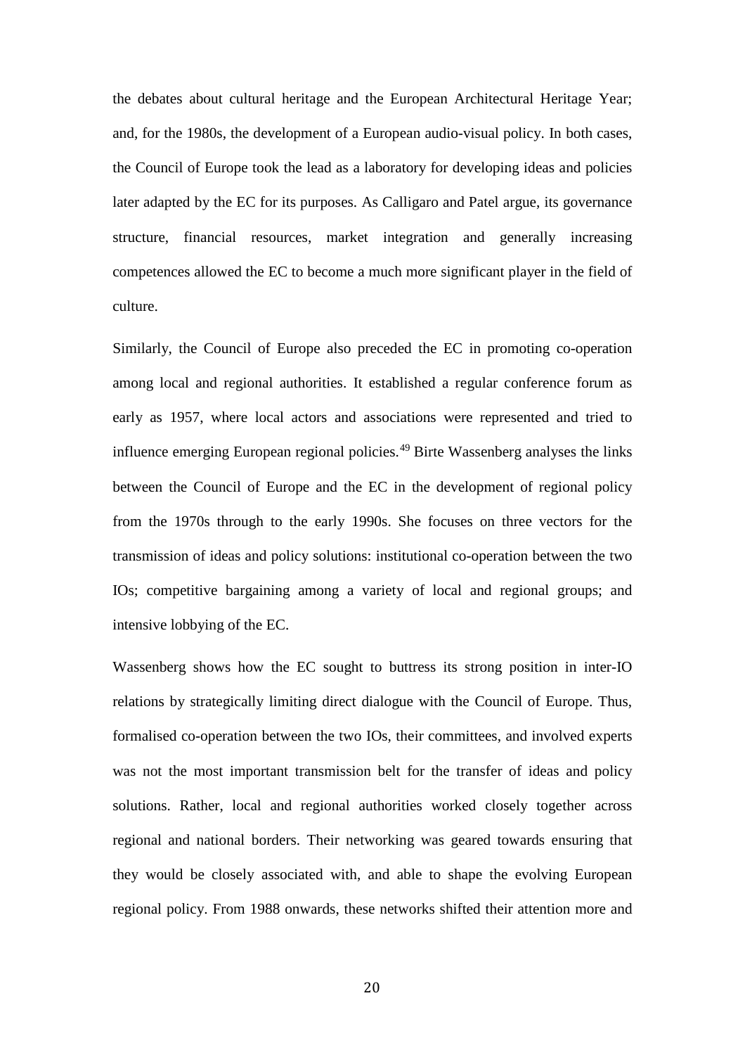the debates about cultural heritage and the European Architectural Heritage Year; and, for the 1980s, the development of a European audio-visual policy. In both cases, the Council of Europe took the lead as a laboratory for developing ideas and policies later adapted by the EC for its purposes. As Calligaro and Patel argue, its governance structure, financial resources, market integration and generally increasing competences allowed the EC to become a much more significant player in the field of culture.

Similarly, the Council of Europe also preceded the EC in promoting co-operation among local and regional authorities. It established a regular conference forum as early as 1957, where local actors and associations were represented and tried to influence emerging European regional policies.[49] Birte Wassenberg analyses the links between the Council of Europe and the EC in the development of regional policy from the 1970s through to the early 1990s. She focuses on three vectors for the transmission of ideas and policy solutions: institutional co-operation between the two IOs; competitive bargaining among a variety of local and regional groups; and intensive lobbying of the EC.

Wassenberg shows how the EC sought to buttress its strong position in inter-IO relations by strategically limiting direct dialogue with the Council of Europe. Thus, formalised co-operation between the two IOs, their committees, and involved experts was not the most important transmission belt for the transfer of ideas and policy solutions. Rather, local and regional authorities worked closely together across regional and national borders. Their networking was geared towards ensuring that they would be closely associated with, and able to shape the evolving European regional policy. From 1988 onwards, these networks shifted their attention more and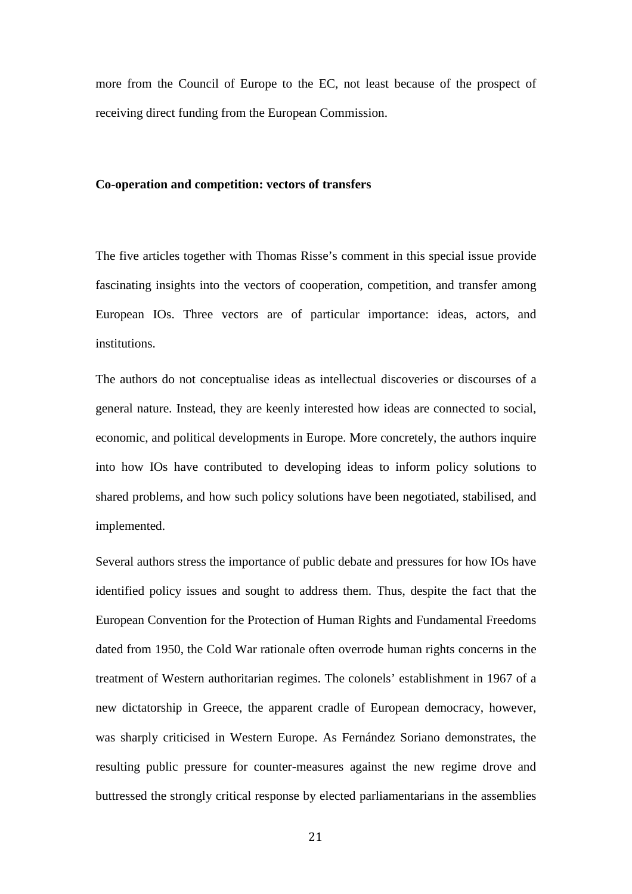more from the Council of Europe to the EC, not least because of the prospect of receiving direct funding from the European Commission.

**Co-operation and competition: vectors of transfers**

The five articles together with Thomas Risse's comment in this special issue provide fascinating insights into the vectors of cooperation, competition, and transfer among European IOs. Three vectors are of particular importance: ideas, actors, and institutions.

The authors do not conceptualise ideas as intellectual discoveries or discourses of a general nature. Instead, they are keenly interested how ideas are connected to social, economic, and political developments in Europe. More concretely, the authors inquire into how IOs have contributed to developing ideas to inform policy solutions to shared problems, and how such policy solutions have been negotiated, stabilised, and implemented.

Several authors stress the importance of public debate and pressures for how IOs have identified policy issues and sought to address them. Thus, despite the fact that the European Convention for the Protection of Human Rights and Fundamental Freedoms dated from 1950, the Cold War rationale often overrode human rights concerns in the treatment of Western authoritarian regimes. The colonels' establishment in 1967 of a new dictatorship in Greece, the apparent cradle of European democracy, however, was sharply criticised in Western Europe. As Fernández Soriano demonstrates, the resulting public pressure for counter-measures against the new regime drove and buttressed the strongly critical response by elected parliamentarians in the assemblies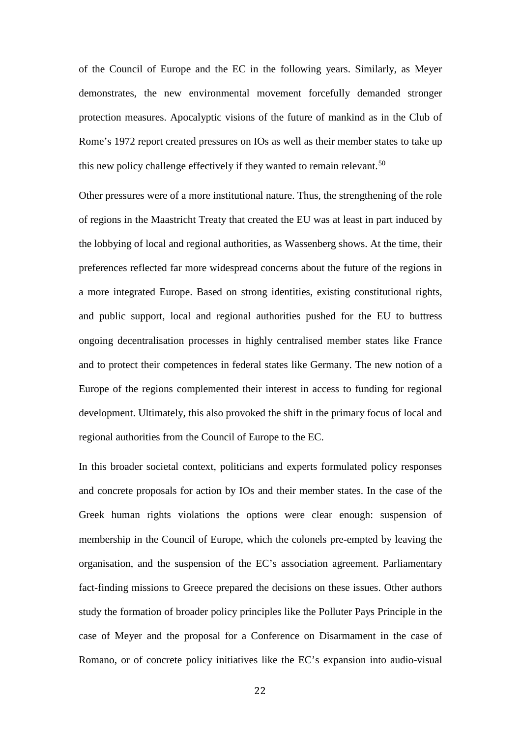of the Council of Europe and the EC in the following years. Similarly, as Meyer demonstrates, the new environmental movement forcefully demanded stronger protection measures. Apocalyptic visions of the future of mankind as in the Club of Rome's 1972 report created pressures on IOs as well as their member states to take up this new policy challenge effectively if they wanted to remain relevant.[50]

Other pressures were of a more institutional nature. Thus, the strengthening of the role of regions in the Maastricht Treaty that created the EU was at least in part induced by the lobbying of local and regional authorities, as Wassenberg shows. At the time, their preferences reflected far more widespread concerns about the future of the regions in a more integrated Europe. Based on strong identities, existing constitutional rights, and public support, local and regional authorities pushed for the EU to buttress ongoing decentralisation processes in highly centralised member states like France and to protect their competences in federal states like Germany. The new notion of a Europe of the regions complemented their interest in access to funding for regional development. Ultimately, this also provoked the shift in the primary focus of local and regional authorities from the Council of Europe to the EC.

In this broader societal context, politicians and experts formulated policy responses and concrete proposals for action by IOs and their member states. In the case of the Greek human rights violations the options were clear enough: suspension of membership in the Council of Europe, which the colonels pre-empted by leaving the organisation, and the suspension of the EC's association agreement. Parliamentary fact-finding missions to Greece prepared the decisions on these issues. Other authors study the formation of broader policy principles like the Polluter Pays Principle in the case of Meyer and the proposal for a Conference on Disarmament in the case of Romano, or of concrete policy initiatives like the EC's expansion into audio-visual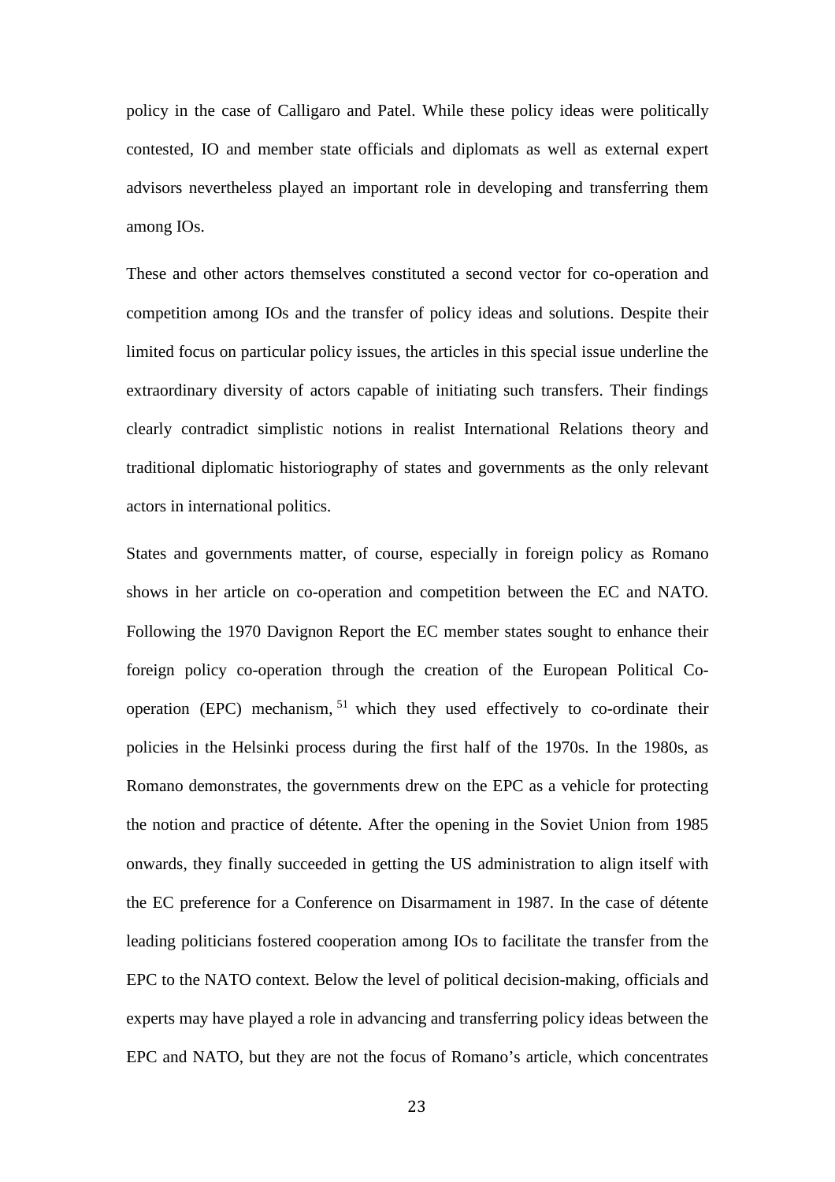policy in the case of Calligaro and Patel. While these policy ideas were politically contested, IO and member state officials and diplomats as well as external expert advisors nevertheless played an important role in developing and transferring them among IOs.

These and other actors themselves constituted a second vector for co-operation and competition among IOs and the transfer of policy ideas and solutions. Despite their limited focus on particular policy issues, the articles in this special issue underline the extraordinary diversity of actors capable of initiating such transfers. Their findings clearly contradict simplistic notions in realist International Relations theory and traditional diplomatic historiography of states and governments as the only relevant actors in international politics.

States and governments matter, of course, especially in foreign policy as Romano shows in her article on co-operation and competition between the EC and NATO. Following the 1970 Davignon Report the EC member states sought to enhance their foreign policy co-operation through the creation of the European Political Co-operation (EPC) mechanism,[51] which they used effectively to co-ordinate their policies in the Helsinki process during the first half of the 1970s. In the 1980s, as Romano demonstrates, the governments drew on the EPC as a vehicle for protecting the notion and practice of détente. After the opening in the Soviet Union from 1985 onwards, they finally succeeded in getting the US administration to align itself with the EC preference for a Conference on Disarmament in 1987. In the case of détente leading politicians fostered cooperation among IOs to facilitate the transfer from the EPC to the NATO context. Below the level of political decision-making, officials and experts may have played a role in advancing and transferring policy ideas between the EPC and NATO, but they are not the focus of Romano's article, which concentrates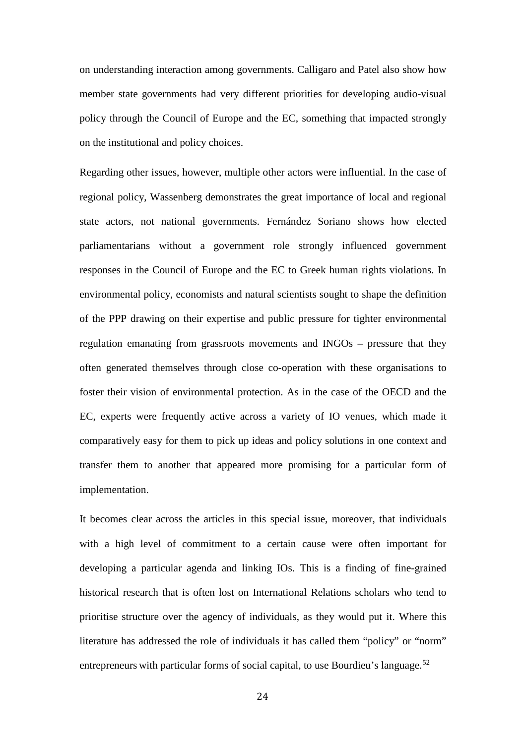on understanding interaction among governments. Calligaro and Patel also show how member state governments had very different priorities for developing audio-visual policy through the Council of Europe and the EC, something that impacted strongly on the institutional and policy choices.

Regarding other issues, however, multiple other actors were influential. In the case of regional policy, Wassenberg demonstrates the great importance of local and regional state actors, not national governments. Fernández Soriano shows how elected parliamentarians without a government role strongly influenced government responses in the Council of Europe and the EC to Greek human rights violations. In environmental policy, economists and natural scientists sought to shape the definition of the PPP drawing on their expertise and public pressure for tighter environmental regulation emanating from grassroots movements and INGOs – pressure that they often generated themselves through close co-operation with these organisations to foster their vision of environmental protection. As in the case of the OECD and the EC, experts were frequently active across a variety of IO venues, which made it comparatively easy for them to pick up ideas and policy solutions in one context and transfer them to another that appeared more promising for a particular form of implementation.

It becomes clear across the articles in this special issue, moreover, that individuals with a high level of commitment to a certain cause were often important for developing a particular agenda and linking IOs. This is a finding of fine-grained historical research that is often lost on International Relations scholars who tend to prioritise structure over the agency of individuals, as they would put it. Where this literature has addressed the role of individuals it has called them "policy" or "norm" entrepreneurs with particular forms of social capital, to use Bourdieu's language.[52]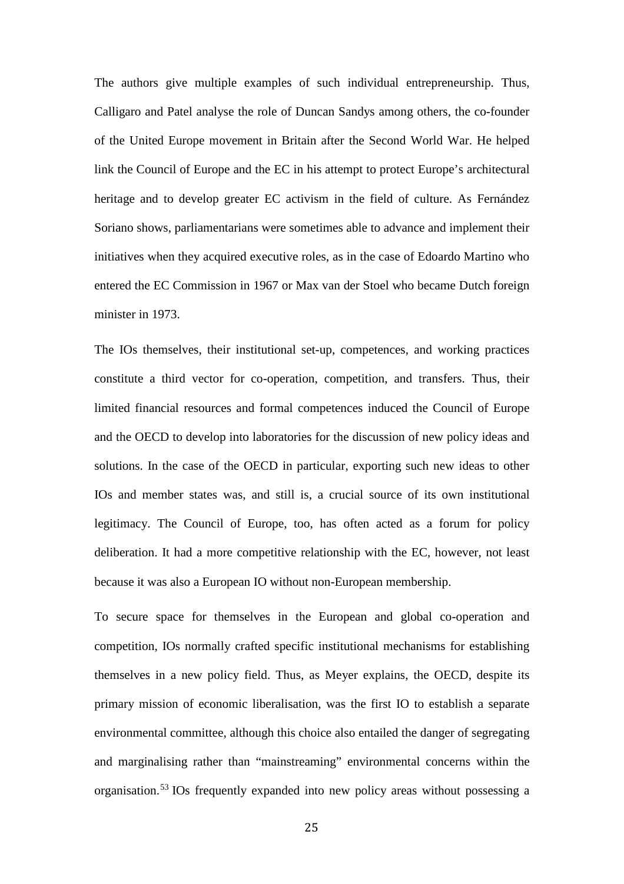The authors give multiple examples of such individual entrepreneurship. Thus, Calligaro and Patel analyse the role of Duncan Sandys among others, the co-founder of the United Europe movement in Britain after the Second World War. He helped link the Council of Europe and the EC in his attempt to protect Europe's architectural heritage and to develop greater EC activism in the field of culture. As Fernández Soriano shows, parliamentarians were sometimes able to advance and implement their initiatives when they acquired executive roles, as in the case of Edoardo Martino who entered the EC Commission in 1967 or Max van der Stoel who became Dutch foreign minister in 1973.

The IOs themselves, their institutional set-up, competences, and working practices constitute a third vector for co-operation, competition, and transfers. Thus, their limited financial resources and formal competences induced the Council of Europe and the OECD to develop into laboratories for the discussion of new policy ideas and solutions. In the case of the OECD in particular, exporting such new ideas to other IOs and member states was, and still is, a crucial source of its own institutional legitimacy. The Council of Europe, too, has often acted as a forum for policy deliberation. It had a more competitive relationship with the EC, however, not least because it was also a European IO without non-European membership.

To secure space for themselves in the European and global co-operation and competition, IOs normally crafted specific institutional mechanisms for establishing themselves in a new policy field. Thus, as Meyer explains, the OECD, despite its primary mission of economic liberalisation, was the first IO to establish a separate environmental committee, although this choice also entailed the danger of segregating and marginalising rather than "mainstreaming" environmental concerns within the organisation.[53] IOs frequently expanded into new policy areas without possessing a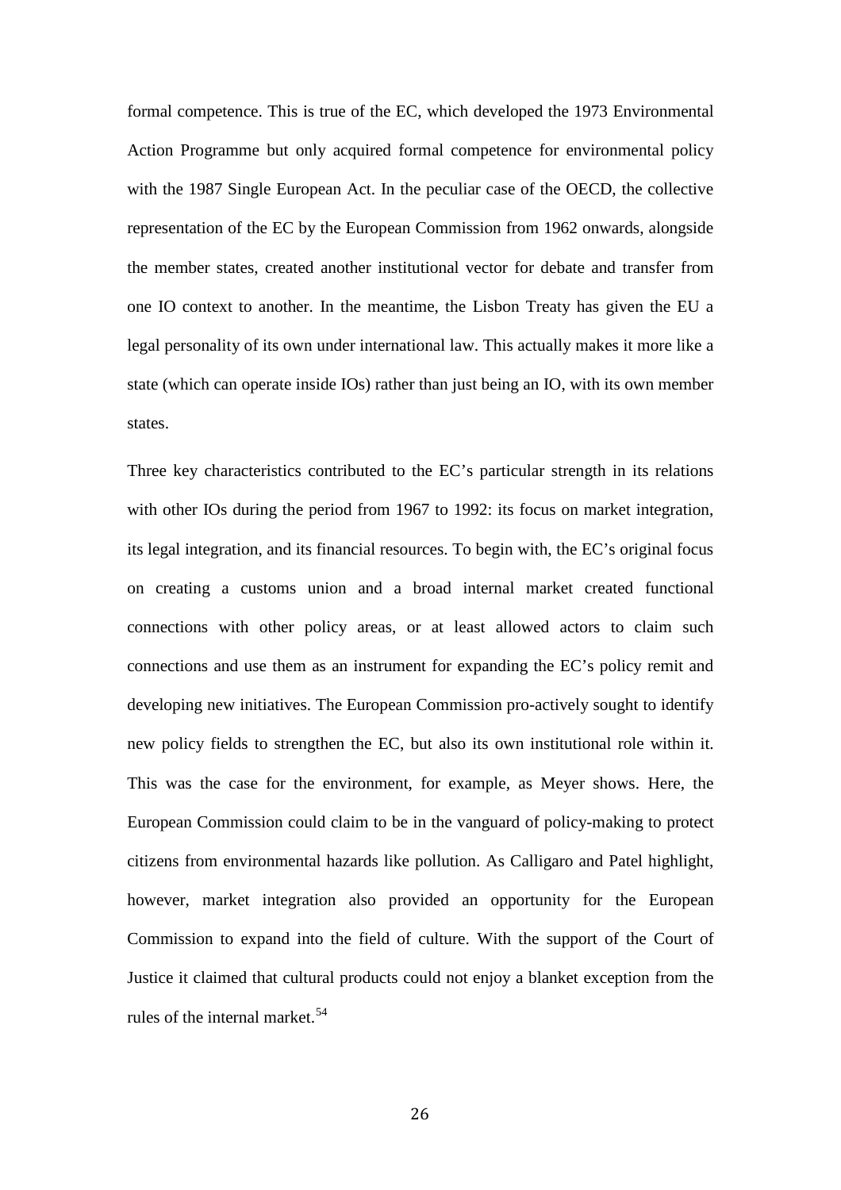formal competence. This is true of the EC, which developed the 1973 Environmental Action Programme but only acquired formal competence for environmental policy with the 1987 Single European Act. In the peculiar case of the OECD, the collective representation of the EC by the European Commission from 1962 onwards, alongside the member states, created another institutional vector for debate and transfer from one IO context to another. In the meantime, the Lisbon Treaty has given the EU a legal personality of its own under international law. This actually makes it more like a state (which can operate inside IOs) rather than just being an IO, with its own member states.

Three key characteristics contributed to the EC's particular strength in its relations with other IOs during the period from 1967 to 1992: its focus on market integration, its legal integration, and its financial resources. To begin with, the EC's original focus on creating a customs union and a broad internal market created functional connections with other policy areas, or at least allowed actors to claim such connections and use them as an instrument for expanding the EC's policy remit and developing new initiatives. The European Commission pro-actively sought to identify new policy fields to strengthen the EC, but also its own institutional role within it. This was the case for the environment, for example, as Meyer shows. Here, the European Commission could claim to be in the vanguard of policy-making to protect citizens from environmental hazards like pollution. As Calligaro and Patel highlight, however, market integration also provided an opportunity for the European Commission to expand into the field of culture. With the support of the Court of Justice it claimed that cultural products could not enjoy a blanket exception from the rules of the internal market.[54]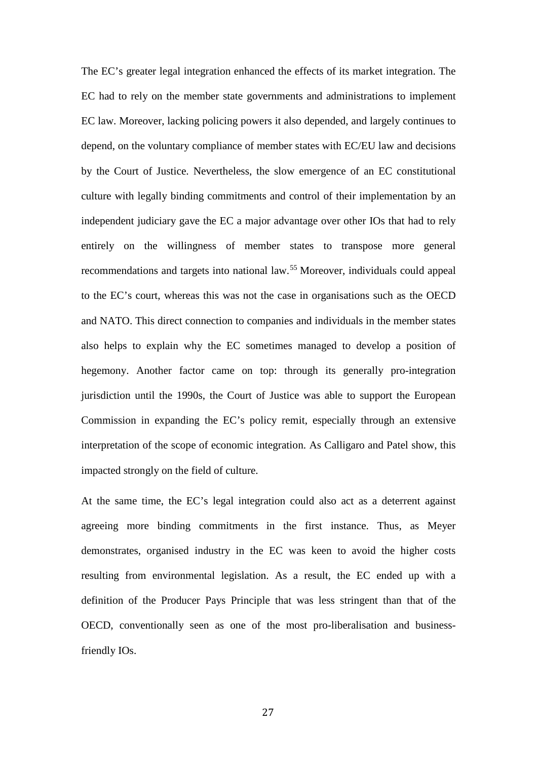The EC's greater legal integration enhanced the effects of its market integration. The EC had to rely on the member state governments and administrations to implement EC law. Moreover, lacking policing powers it also depended, and largely continues to depend, on the voluntary compliance of member states with EC/EU law and decisions by the Court of Justice. Nevertheless, the slow emergence of an EC constitutional culture with legally binding commitments and control of their implementation by an independent judiciary gave the EC a major advantage over other IOs that had to rely entirely on the willingness of member states to transpose more general recommendations and targets into national law.[55] Moreover, individuals could appeal to the EC's court, whereas this was not the case in organisations such as the OECD and NATO. This direct connection to companies and individuals in the member states also helps to explain why the EC sometimes managed to develop a position of hegemony. Another factor came on top: through its generally pro-integration jurisdiction until the 1990s, the Court of Justice was able to support the European Commission in expanding the EC's policy remit, especially through an extensive interpretation of the scope of economic integration. As Calligaro and Patel show, this impacted strongly on the field of culture.

At the same time, the EC's legal integration could also act as a deterrent against agreeing more binding commitments in the first instance. Thus, as Meyer demonstrates, organised industry in the EC was keen to avoid the higher costs resulting from environmental legislation. As a result, the EC ended up with a definition of the Producer Pays Principle that was less stringent than that of the OECD, conventionally seen as one of the most pro-liberalisation and business-friendly IOs.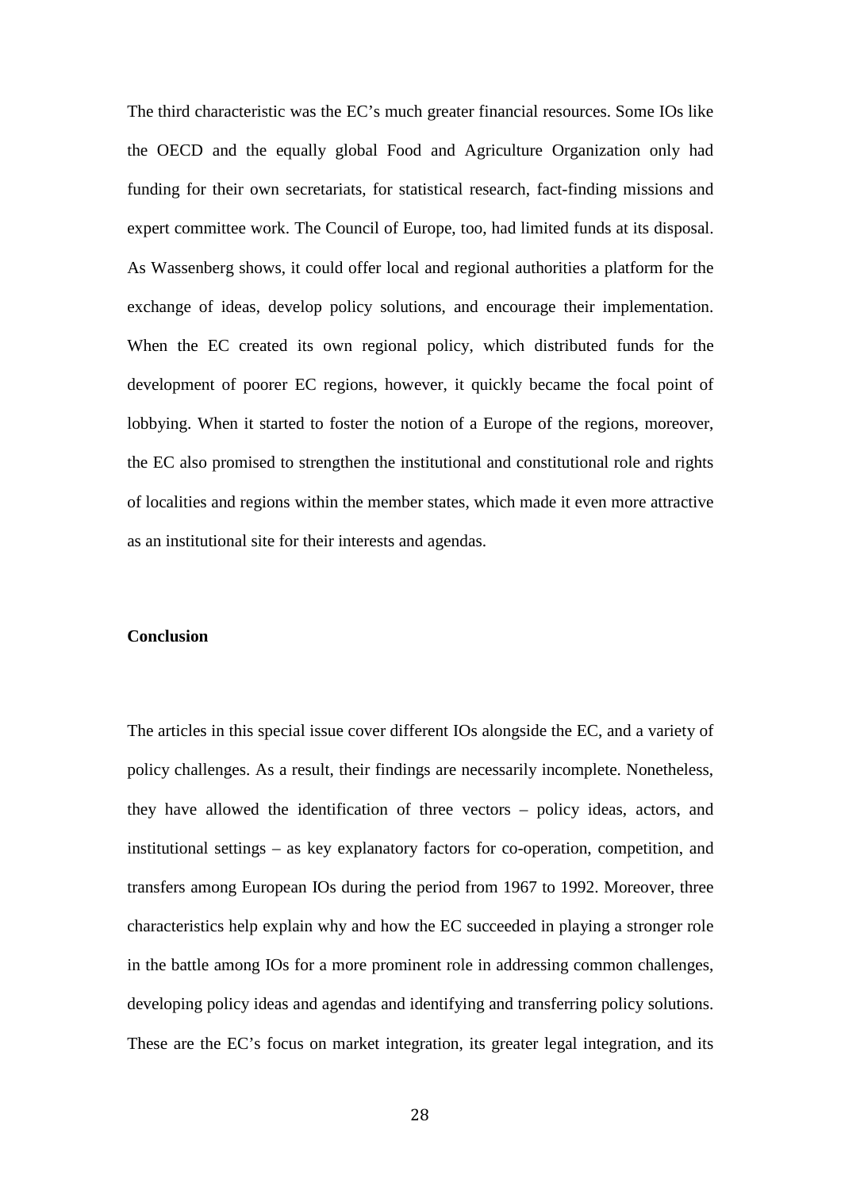The third characteristic was the EC's much greater financial resources. Some IOs like the OECD and the equally global Food and Agriculture Organization only had funding for their own secretariats, for statistical research, fact-finding missions and expert committee work. The Council of Europe, too, had limited funds at its disposal. As Wassenberg shows, it could offer local and regional authorities a platform for the exchange of ideas, develop policy solutions, and encourage their implementation. When the EC created its own regional policy, which distributed funds for the development of poorer EC regions, however, it quickly became the focal point of lobbying. When it started to foster the notion of a Europe of the regions, moreover, the EC also promised to strengthen the institutional and constitutional role and rights of localities and regions within the member states, which made it even more attractive as an institutional site for their interests and agendas.

**Conclusion**

The articles in this special issue cover different IOs alongside the EC, and a variety of policy challenges. As a result, their findings are necessarily incomplete. Nonetheless, they have allowed the identification of three vectors – policy ideas, actors, and institutional settings – as key explanatory factors for co-operation, competition, and transfers among European IOs during the period from 1967 to 1992. Moreover, three characteristics help explain why and how the EC succeeded in playing a stronger role in the battle among IOs for a more prominent role in addressing common challenges, developing policy ideas and agendas and identifying and transferring policy solutions. These are the EC's focus on market integration, its greater legal integration, and its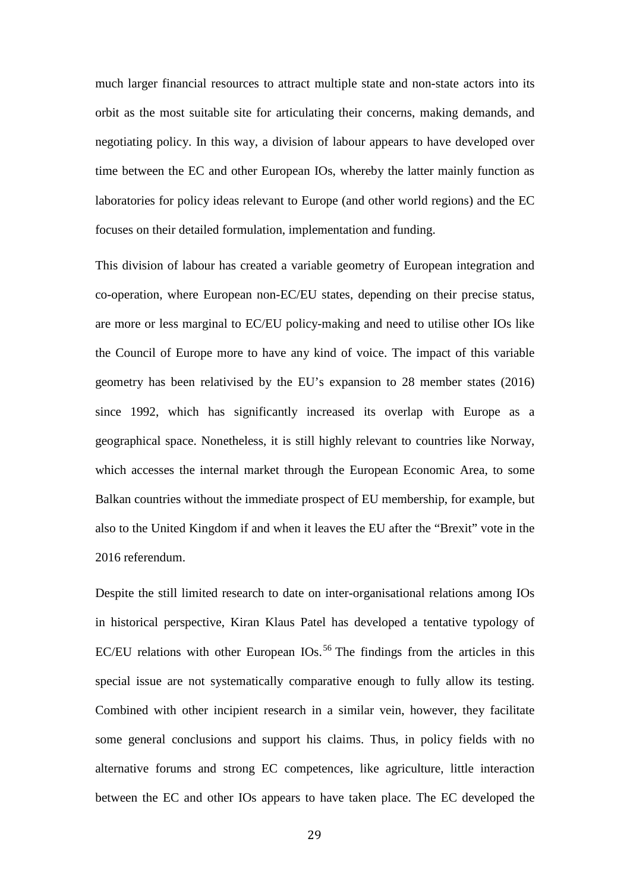much larger financial resources to attract multiple state and non-state actors into its orbit as the most suitable site for articulating their concerns, making demands, and negotiating policy. In this way, a division of labour appears to have developed over time between the EC and other European IOs, whereby the latter mainly function as laboratories for policy ideas relevant to Europe (and other world regions) and the EC focuses on their detailed formulation, implementation and funding.

This division of labour has created a variable geometry of European integration and co-operation, where European non-EC/EU states, depending on their precise status, are more or less marginal to EC/EU policy-making and need to utilise other IOs like the Council of Europe more to have any kind of voice. The impact of this variable geometry has been relativised by the EU's expansion to 28 member states (2016) since 1992, which has significantly increased its overlap with Europe as a geographical space. Nonetheless, it is still highly relevant to countries like Norway, which accesses the internal market through the European Economic Area, to some Balkan countries without the immediate prospect of EU membership, for example, but also to the United Kingdom if and when it leaves the EU after the "Brexit" vote in the 2016 referendum.

Despite the still limited research to date on inter-organisational relations among IOs in historical perspective, Kiran Klaus Patel has developed a tentative typology of EC/EU relations with other European IOs.[56] The findings from the articles in this special issue are not systematically comparative enough to fully allow its testing. Combined with other incipient research in a similar vein, however, they facilitate some general conclusions and support his claims. Thus, in policy fields with no alternative forums and strong EC competences, like agriculture, little interaction between the EC and other IOs appears to have taken place. The EC developed the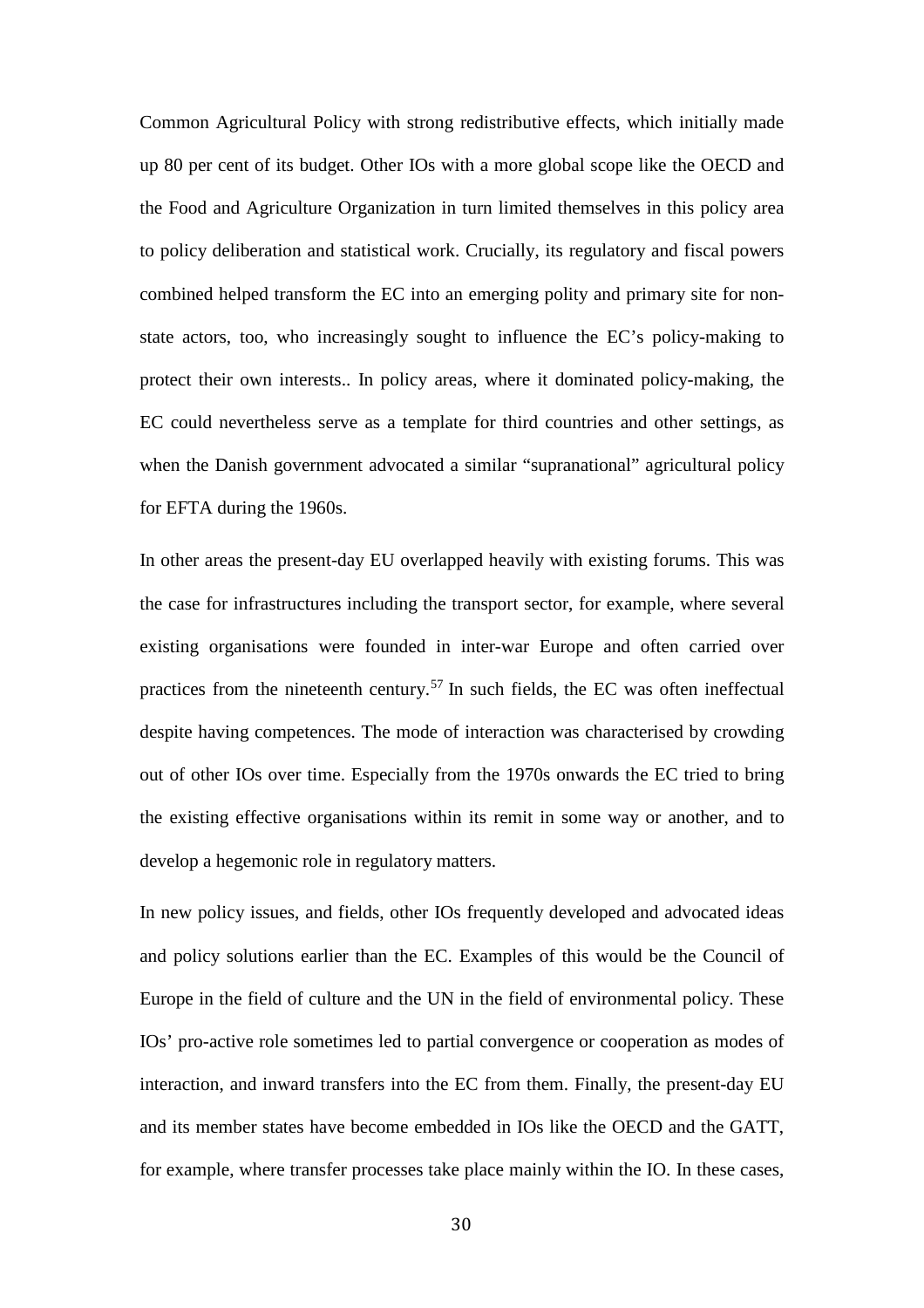Common Agricultural Policy with strong redistributive effects, which initially made up 80 per cent of its budget. Other IOs with a more global scope like the OECD and the Food and Agriculture Organization in turn limited themselves in this policy area to policy deliberation and statistical work. Crucially, its regulatory and fiscal powers combined helped transform the EC into an emerging polity and primary site for non-state actors, too, who increasingly sought to influence the EC's policy-making to protect their own interests.. In policy areas, where it dominated policy-making, the EC could nevertheless serve as a template for third countries and other settings, as when the Danish government advocated a similar "supranational" agricultural policy for EFTA during the 1960s.

In other areas the present-day EU overlapped heavily with existing forums. This was the case for infrastructures including the transport sector, for example, where several existing organisations were founded in inter-war Europe and often carried over practices from the nineteenth century.[57] In such fields, the EC was often ineffectual despite having competences. The mode of interaction was characterised by crowding out of other IOs over time. Especially from the 1970s onwards the EC tried to bring the existing effective organisations within its remit in some way or another, and to develop a hegemonic role in regulatory matters.

In new policy issues, and fields, other IOs frequently developed and advocated ideas and policy solutions earlier than the EC. Examples of this would be the Council of Europe in the field of culture and the UN in the field of environmental policy. These IOs' pro-active role sometimes led to partial convergence or cooperation as modes of interaction, and inward transfers into the EC from them. Finally, the present-day EU and its member states have become embedded in IOs like the OECD and the GATT, for example, where transfer processes take place mainly within the IO. In these cases,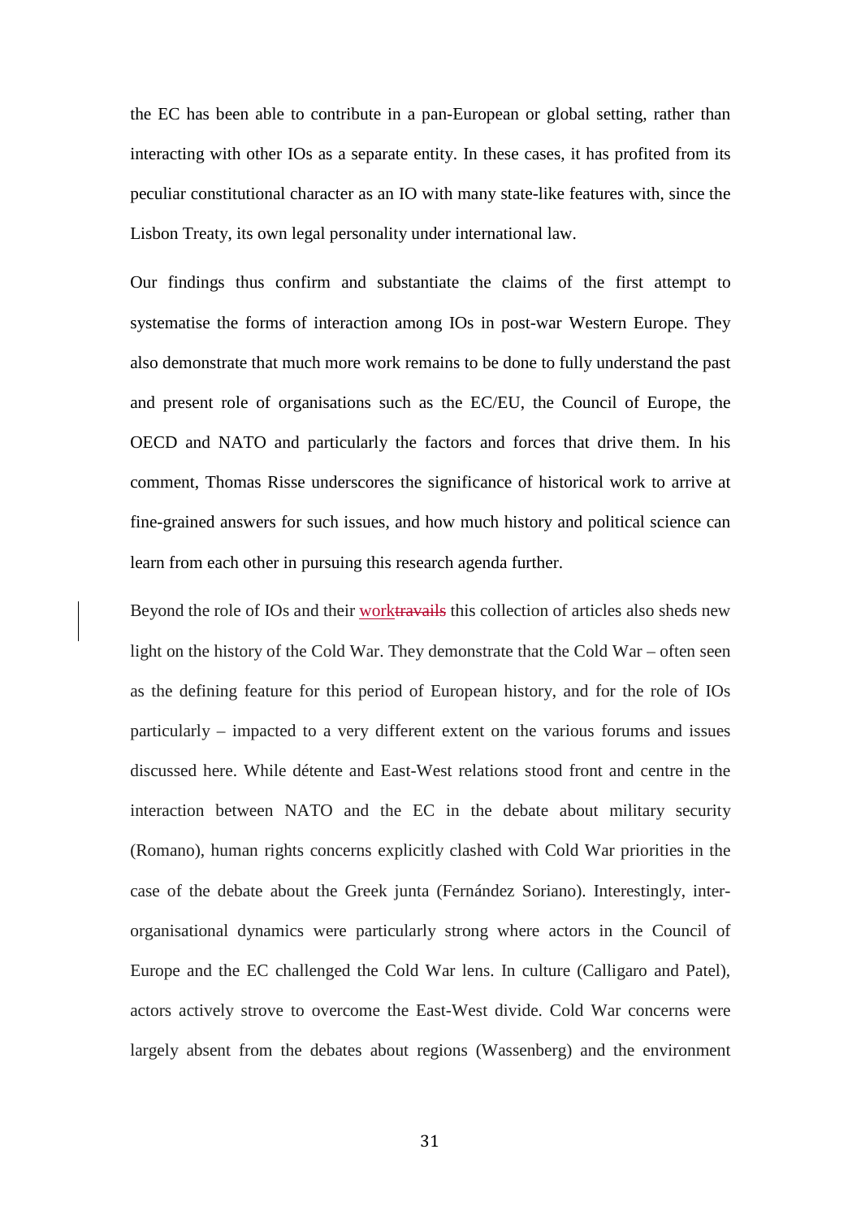the EC has been able to contribute in a pan-European or global setting, rather than interacting with other IOs as a separate entity. In these cases, it has profited from its peculiar constitutional character as an IO with many state-like features with, since the Lisbon Treaty, its own legal personality under international law.

Our findings thus confirm and substantiate the claims of the first attempt to systematise the forms of interaction among IOs in post-war Western Europe. They also demonstrate that much more work remains to be done to fully understand the past and present role of organisations such as the EC/EU, the Council of Europe, the OECD and NATO and particularly the factors and forces that drive them. In his comment, Thomas Risse underscores the significance of historical work to arrive at fine-grained answers for such issues, and how much history and political science can learn from each other in pursuing this research agenda further.

Beyond the role of IOs and their work~~travails~~ this collection of articles also sheds new light on the history of the Cold War. They demonstrate that the Cold War – often seen as the defining feature for this period of European history, and for the role of IOs particularly – impacted to a very different extent on the various forums and issues discussed here. While détente and East-West relations stood front and centre in the interaction between NATO and the EC in the debate about military security (Romano), human rights concerns explicitly clashed with Cold War priorities in the case of the debate about the Greek junta (Fernández Soriano). Interestingly, inter-organisational dynamics were particularly strong where actors in the Council of Europe and the EC challenged the Cold War lens. In culture (Calligaro and Patel), actors actively strove to overcome the East-West divide. Cold War concerns were largely absent from the debates about regions (Wassenberg) and the environment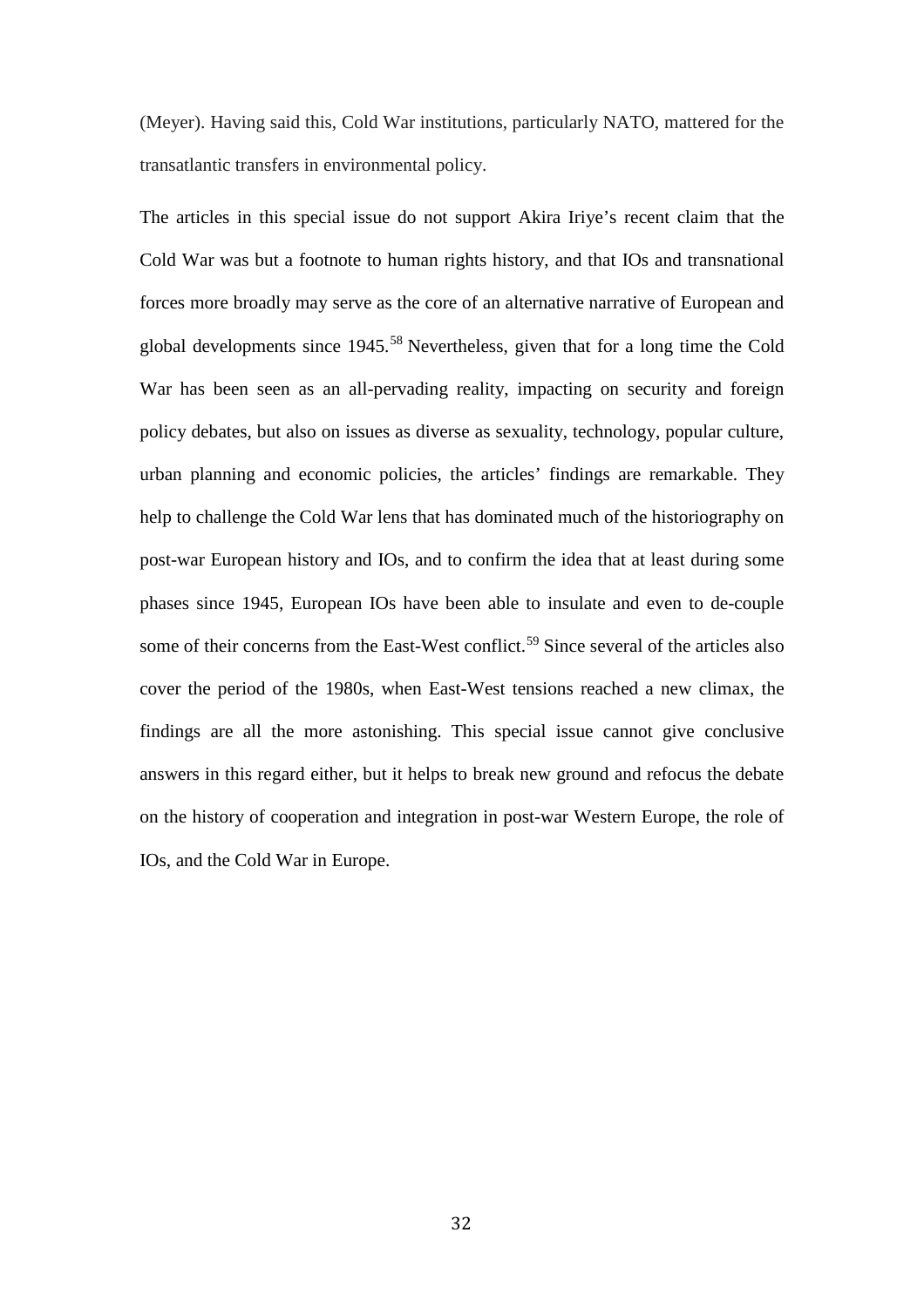(Meyer). Having said this, Cold War institutions, particularly NATO, mattered for the transatlantic transfers in environmental policy.

The articles in this special issue do not support Akira Iriye's recent claim that the Cold War was but a footnote to human rights history, and that IOs and transnational forces more broadly may serve as the core of an alternative narrative of European and global developments since 1945.[58] Nevertheless, given that for a long time the Cold War has been seen as an all-pervading reality, impacting on security and foreign policy debates, but also on issues as diverse as sexuality, technology, popular culture, urban planning and economic policies, the articles' findings are remarkable. They help to challenge the Cold War lens that has dominated much of the historiography on post-war European history and IOs, and to confirm the idea that at least during some phases since 1945, European IOs have been able to insulate and even to de-couple some of their concerns from the East-West conflict.[59] Since several of the articles also cover the period of the 1980s, when East-West tensions reached a new climax, the findings are all the more astonishing. This special issue cannot give conclusive answers in this regard either, but it helps to break new ground and refocus the debate on the history of cooperation and integration in post-war Western Europe, the role of IOs, and the Cold War in Europe.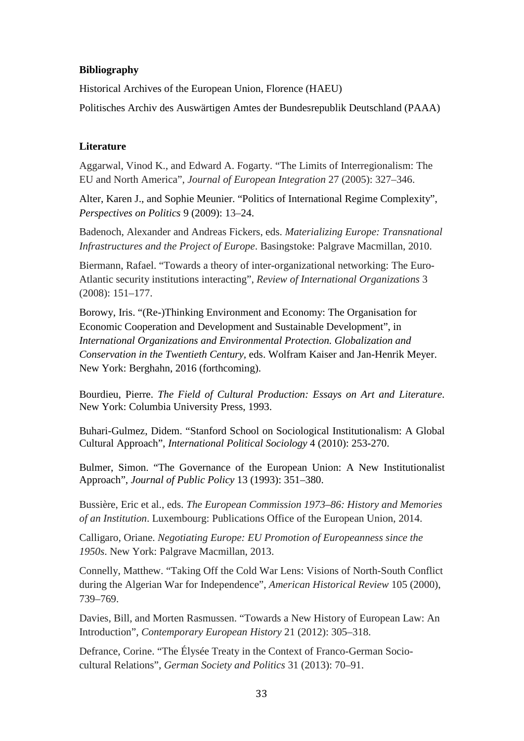**Bibliography**

Historical Archives of the European Union, Florence (HAEU)

Politisches Archiv des Auswärtigen Amtes der Bundesrepublik Deutschland (PAAA)

**Literature**

Aggarwal, Vinod K., and Edward A. Fogarty. "The Limits of Interregionalism: The EU and North America", *Journal of European Integration* 27 (2005): 327–346.

Alter, Karen J., and Sophie Meunier. "Politics of International Regime Complexity", *Perspectives on Politics* 9 (2009): 13–24.

Badenoch, Alexander and Andreas Fickers, eds. *Materializing Europe: Transnational Infrastructures and the Project of Europe*. Basingstoke: Palgrave Macmillan, 2010.

Biermann, Rafael. "Towards a theory of inter-organizational networking: The Euro-Atlantic security institutions interacting", *Review of International Organizations* 3 (2008): 151–177.

Borowy, Iris. "(Re-)Thinking Environment and Economy: The Organisation for Economic Cooperation and Development and Sustainable Development", in *International Organizations and Environmental Protection. Globalization and Conservation in the Twentieth Century*, eds. Wolfram Kaiser and Jan-Henrik Meyer. New York: Berghahn, 2016 (forthcoming).

Bourdieu, Pierre. *The Field of Cultural Production: Essays on Art and Literature*. New York: Columbia University Press, 1993.

Buhari-Gulmez, Didem. "Stanford School on Sociological Institutionalism: A Global Cultural Approach", *International Political Sociology* 4 (2010): 253-270.

Bulmer, Simon. "The Governance of the European Union: A New Institutionalist Approach", *Journal of Public Policy* 13 (1993): 351–380.

Bussière, Eric et al., eds. *The European Commission 1973–86: History and Memories of an Institution*. Luxembourg: Publications Office of the European Union, 2014.

Calligaro, Oriane. *Negotiating Europe: EU Promotion of Europeanness since the 1950s*. New York: Palgrave Macmillan, 2013.

Connelly, Matthew. "Taking Off the Cold War Lens: Visions of North-South Conflict during the Algerian War for Independence", *American Historical Review* 105 (2000), 739–769.

Davies, Bill, and Morten Rasmussen. "Towards a New History of European Law: An Introduction", *Contemporary European History* 21 (2012): 305–318.

Defrance, Corine. "The Élysée Treaty in the Context of Franco-German Socio-cultural Relations", *German Society and Politics* 31 (2013): 70–91.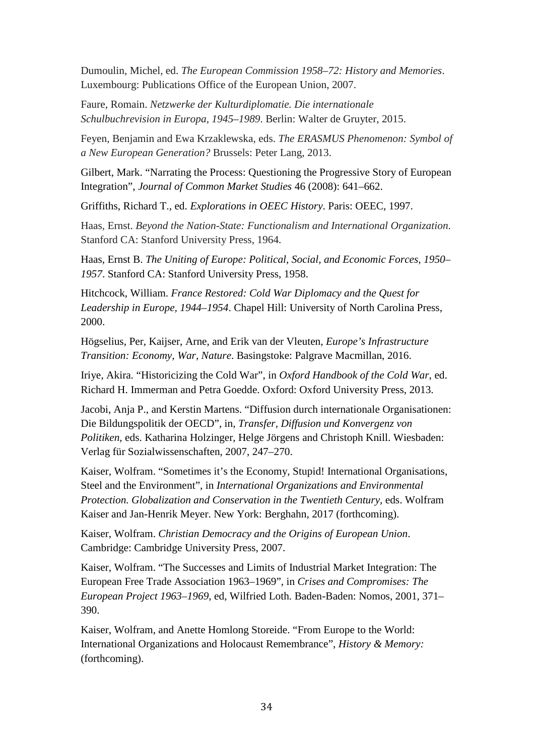Dumoulin, Michel, ed. *The European Commission 1958–72: History and Memories*. Luxembourg: Publications Office of the European Union, 2007.

Faure, Romain. *Netzwerke der Kulturdiplomatie. Die internationale Schulbuchrevision in Europa, 1945–1989*. Berlin: Walter de Gruyter, 2015.

Feyen, Benjamin and Ewa Krzaklewska, eds. *The ERASMUS Phenomenon: Symbol of a New European Generation?* Brussels: Peter Lang, 2013.

Gilbert, Mark. "Narrating the Process: Questioning the Progressive Story of European Integration", *Journal of Common Market Studies* 46 (2008): 641–662.

Griffiths, Richard T., ed. *Explorations in OEEC History*. Paris: OEEC, 1997.

Haas, Ernst. *Beyond the Nation-State: Functionalism and International Organization*. Stanford CA: Stanford University Press, 1964.

Haas, Ernst B. *The Uniting of Europe: Political, Social, and Economic Forces, 1950–1957*. Stanford CA: Stanford University Press, 1958.

Hitchcock, William. *France Restored: Cold War Diplomacy and the Quest for Leadership in Europe, 1944–1954*. Chapel Hill: University of North Carolina Press, 2000.

Högselius, Per, Kaijser, Arne, and Erik van der Vleuten, *Europe's Infrastructure Transition: Economy, War, Nature*. Basingstoke: Palgrave Macmillan, 2016.

Iriye, Akira. "Historicizing the Cold War", in *Oxford Handbook of the Cold War*, ed. Richard H. Immerman and Petra Goedde. Oxford: Oxford University Press, 2013.

Jacobi, Anja P., and Kerstin Martens. "Diffusion durch internationale Organisationen: Die Bildungspolitik der OECD", in, *Transfer, Diffusion und Konvergenz von Politiken*, eds. Katharina Holzinger, Helge Jörgens and Christoph Knill. Wiesbaden: Verlag für Sozialwissenschaften, 2007, 247–270.

Kaiser, Wolfram. "Sometimes it's the Economy, Stupid! International Organisations, Steel and the Environment", in *International Organizations and Environmental Protection. Globalization and Conservation in the Twentieth Century*, eds. Wolfram Kaiser and Jan-Henrik Meyer. New York: Berghahn, 2017 (forthcoming).

Kaiser, Wolfram. *Christian Democracy and the Origins of European Union*. Cambridge: Cambridge University Press, 2007.

Kaiser, Wolfram. "The Successes and Limits of Industrial Market Integration: The European Free Trade Association 1963–1969", in *Crises and Compromises: The European Project 1963–1969*, ed, Wilfried Loth. Baden-Baden: Nomos, 2001, 371–390.

Kaiser, Wolfram, and Anette Homlong Storeide. "From Europe to the World: International Organizations and Holocaust Remembrance", *History & Memory:* (forthcoming).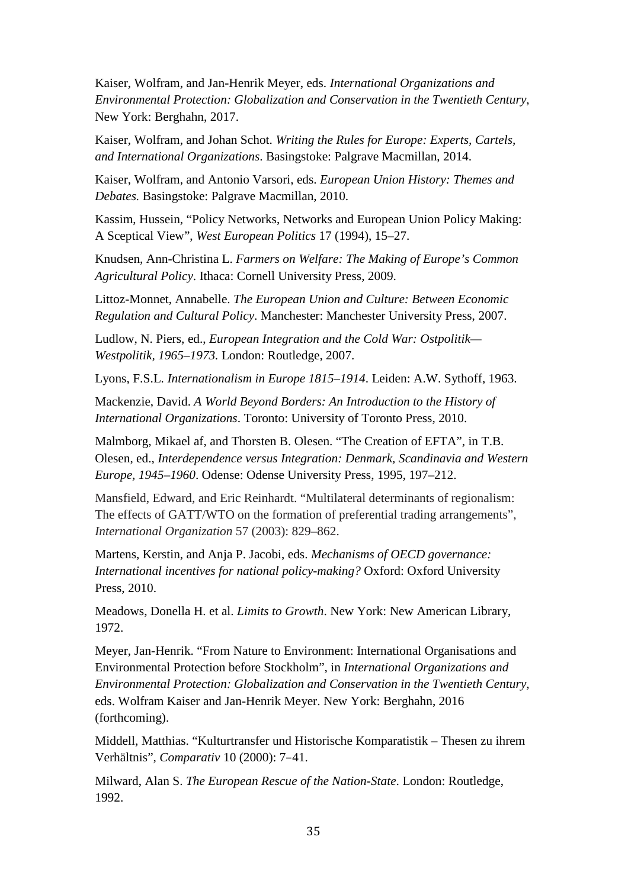Kaiser, Wolfram, and Jan-Henrik Meyer, eds. *International Organizations and Environmental Protection: Globalization and Conservation in the Twentieth Century*, New York: Berghahn, 2017.

Kaiser, Wolfram, and Johan Schot. *Writing the Rules for Europe: Experts, Cartels, and International Organizations*. Basingstoke: Palgrave Macmillan, 2014.

Kaiser, Wolfram, and Antonio Varsori, eds. *European Union History: Themes and Debates.* Basingstoke: Palgrave Macmillan, 2010.

Kassim, Hussein, "Policy Networks, Networks and European Union Policy Making: A Sceptical View", *West European Politics* 17 (1994), 15–27.

Knudsen, Ann-Christina L. *Farmers on Welfare: The Making of Europe's Common Agricultural Policy*. Ithaca: Cornell University Press, 2009.

Littoz-Monnet, Annabelle. *The European Union and Culture: Between Economic Regulation and Cultural Policy*. Manchester: Manchester University Press, 2007.

Ludlow, N. Piers, ed., *European Integration and the Cold War: Ostpolitik—Westpolitik, 1965–1973*. London: Routledge, 2007.

Lyons, F.S.L. *Internationalism in Europe 1815–1914*. Leiden: A.W. Sythoff, 1963.

Mackenzie, David. *A World Beyond Borders: An Introduction to the History of International Organizations*. Toronto: University of Toronto Press, 2010.

Malmborg, Mikael af, and Thorsten B. Olesen. "The Creation of EFTA", in T.B. Olesen, ed., *Interdependence versus Integration: Denmark, Scandinavia and Western Europe, 1945–1960*. Odense: Odense University Press, 1995, 197–212.

Mansfield, Edward, and Eric Reinhardt. "Multilateral determinants of regionalism: The effects of GATT/WTO on the formation of preferential trading arrangements", *International Organization* 57 (2003): 829–862.

Martens, Kerstin, and Anja P. Jacobi, eds. *Mechanisms of OECD governance: International incentives for national policy-making?* Oxford: Oxford University Press, 2010.

Meadows, Donella H. et al. *Limits to Growth*. New York: New American Library, 1972.

Meyer, Jan-Henrik. "From Nature to Environment: International Organisations and Environmental Protection before Stockholm", in *International Organizations and Environmental Protection: Globalization and Conservation in the Twentieth Century*, eds. Wolfram Kaiser and Jan-Henrik Meyer. New York: Berghahn, 2016 (forthcoming).

Middell, Matthias. "Kulturtransfer und Historische Komparatistik – Thesen zu ihrem Verhältnis", *Comparativ* 10 (2000): 7–41.

Milward, Alan S. *The European Rescue of the Nation-State*. London: Routledge, 1992.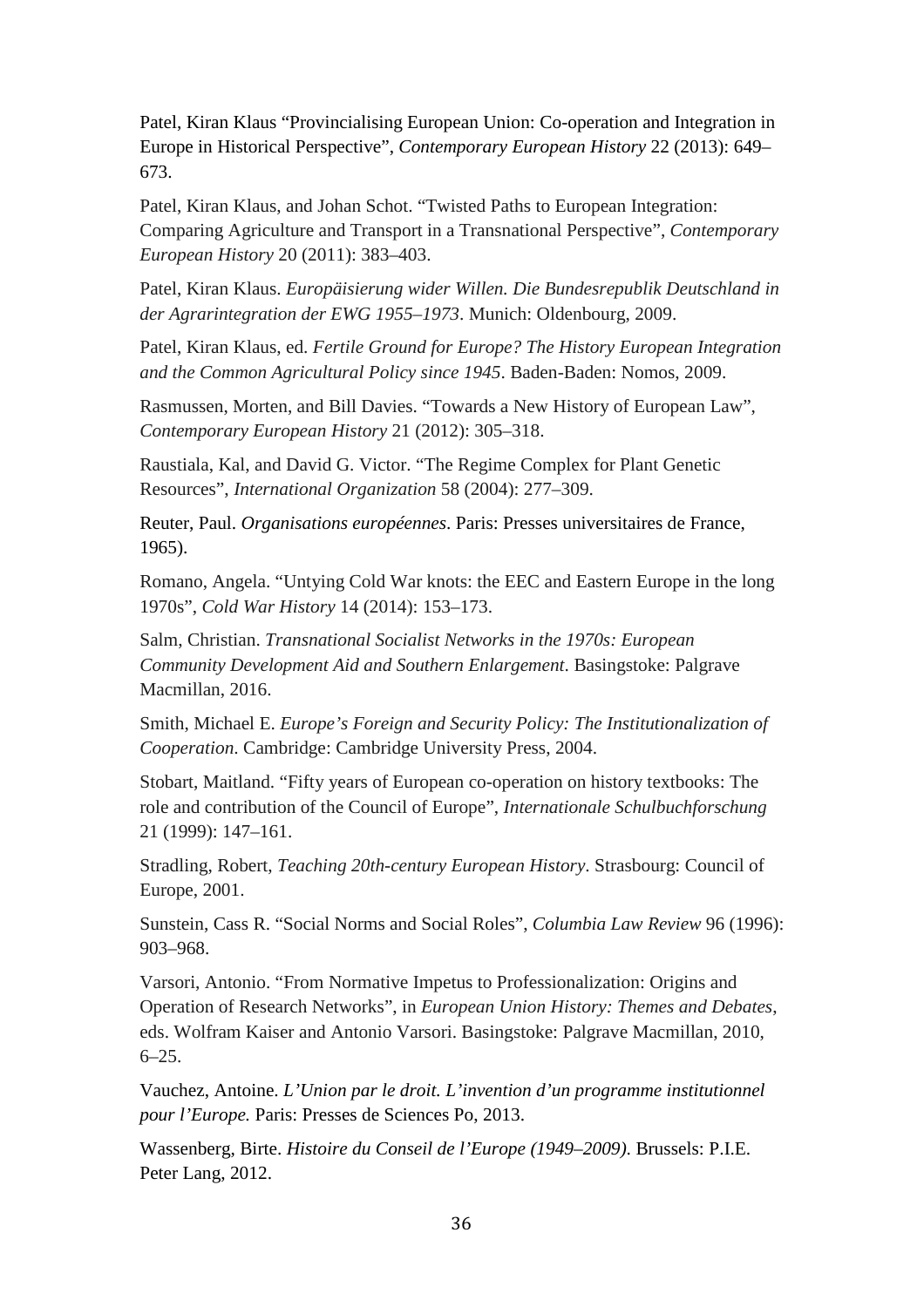Patel, Kiran Klaus “Provincialising European Union: Co-operation and Integration in Europe in Historical Perspective”, *Contemporary European History* 22 (2013): 649–673.

Patel, Kiran Klaus, and Johan Schot. “Twisted Paths to European Integration: Comparing Agriculture and Transport in a Transnational Perspective”, *Contemporary European History* 20 (2011): 383–403.

Patel, Kiran Klaus. *Europäisierung wider Willen. Die Bundesrepublik Deutschland in der Agrarintegration der EWG 1955–1973*. Munich: Oldenbourg, 2009.

Patel, Kiran Klaus, ed. *Fertile Ground for Europe? The History European Integration and the Common Agricultural Policy since 1945*. Baden-Baden: Nomos, 2009.

Rasmussen, Morten, and Bill Davies. “Towards a New History of European Law”, *Contemporary European History* 21 (2012): 305–318.

Raustiala, Kal, and David G. Victor. “The Regime Complex for Plant Genetic Resources”, *International Organization* 58 (2004): 277–309.

Reuter, Paul. *Organisations européennes*. Paris: Presses universitaires de France, 1965).

Romano, Angela. “Untying Cold War knots: the EEC and Eastern Europe in the long 1970s”, *Cold War History* 14 (2014): 153–173.

Salm, Christian. *Transnational Socialist Networks in the 1970s: European Community Development Aid and Southern Enlargement*. Basingstoke: Palgrave Macmillan, 2016.

Smith, Michael E. *Europe’s Foreign and Security Policy: The Institutionalization of Cooperation*. Cambridge: Cambridge University Press, 2004.

Stobart, Maitland. “Fifty years of European co-operation on history textbooks: The role and contribution of the Council of Europe”, *Internationale Schulbuchforschung* 21 (1999): 147–161.

Stradling, Robert, *Teaching 20th-century European History*. Strasbourg: Council of Europe, 2001.

Sunstein, Cass R. “Social Norms and Social Roles”, *Columbia Law Review* 96 (1996): 903–968.

Varsori, Antonio. “From Normative Impetus to Professionalization: Origins and Operation of Research Networks”, in *European Union History: Themes and Debates*, eds. Wolfram Kaiser and Antonio Varsori. Basingstoke: Palgrave Macmillan, 2010, 6–25.

Vauchez, Antoine. *L’Union par le droit. L’invention d’un programme institutionnel pour l’Europe.* Paris: Presses de Sciences Po, 2013.

Wassenberg, Birte. *Histoire du Conseil de l’Europe (1949–2009)*. Brussels: P.I.E. Peter Lang, 2012.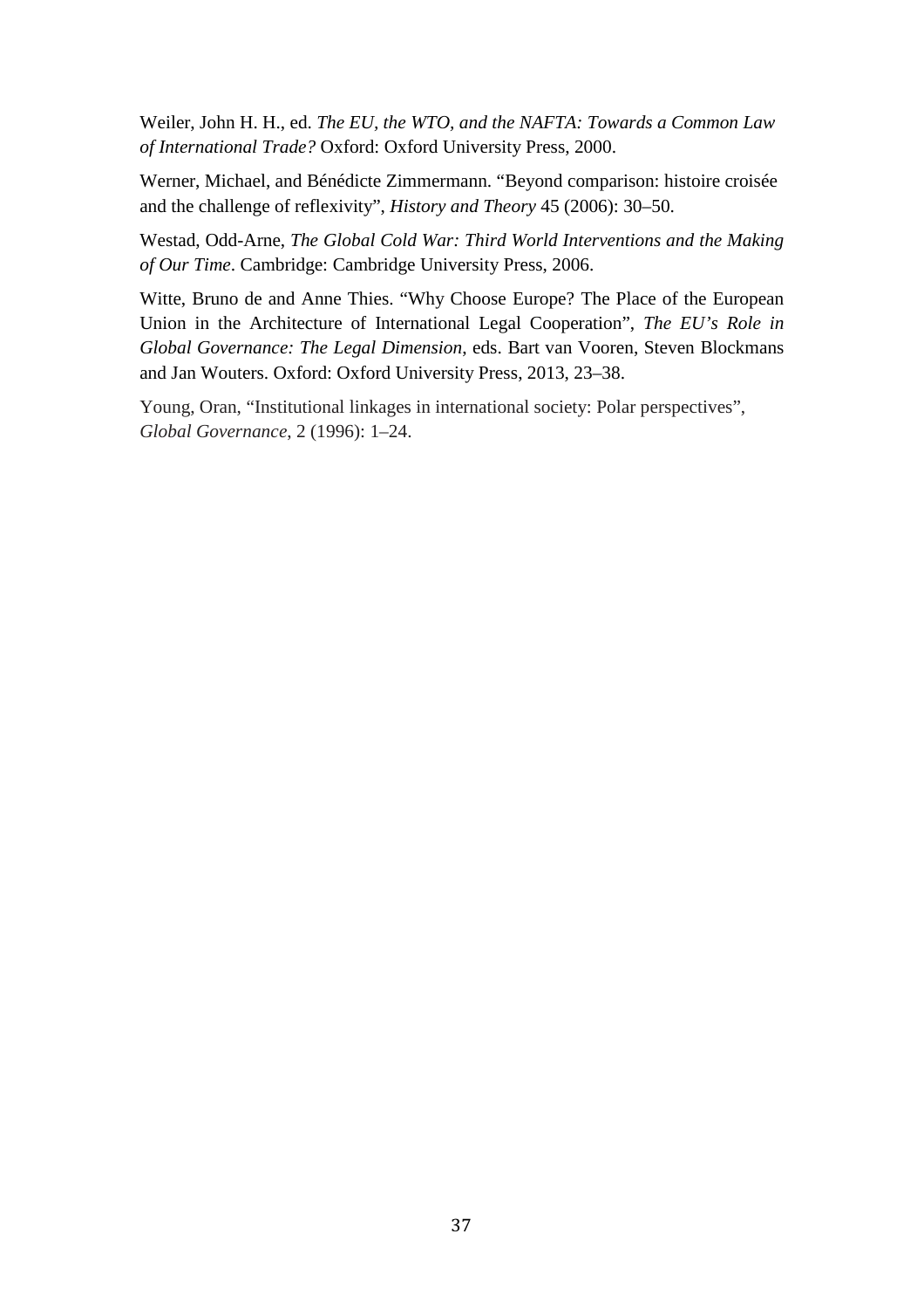Weiler, John H. H., ed. *The EU, the WTO, and the NAFTA: Towards a Common Law of International Trade?* Oxford: Oxford University Press, 2000.

Werner, Michael, and Bénédicte Zimmermann. "Beyond comparison: histoire croisée and the challenge of reflexivity", *History and Theory* 45 (2006): 30–50.

Westad, Odd-Arne, *The Global Cold War: Third World Interventions and the Making of Our Time*. Cambridge: Cambridge University Press, 2006.

Witte, Bruno de and Anne Thies. "Why Choose Europe? The Place of the European Union in the Architecture of International Legal Cooperation", *The EU's Role in Global Governance: The Legal Dimension*, eds. Bart van Vooren, Steven Blockmans and Jan Wouters. Oxford: Oxford University Press, 2013, 23–38.

Young, Oran, "Institutional linkages in international society: Polar perspectives", *Global Governance*, 2 (1996): 1–24.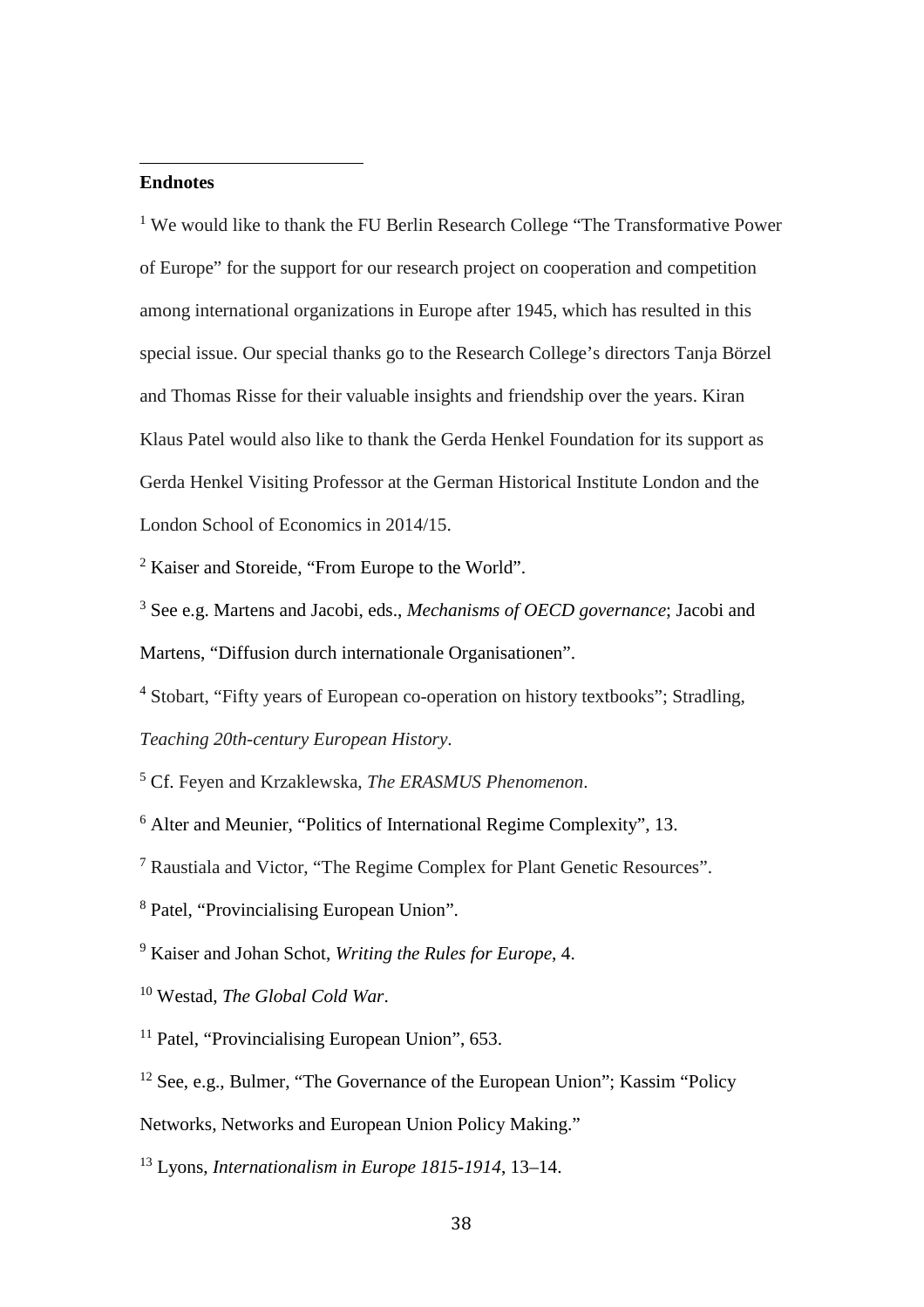**Endnotes**

[1] We would like to thank the FU Berlin Research College "The Transformative Power of Europe" for the support for our research project on cooperation and competition among international organizations in Europe after 1945, which has resulted in this special issue. Our special thanks go to the Research College's directors Tanja Börzel and Thomas Risse for their valuable insights and friendship over the years. Kiran Klaus Patel would also like to thank the Gerda Henkel Foundation for its support as Gerda Henkel Visiting Professor at the German Historical Institute London and the London School of Economics in 2014/15.

[2] Kaiser and Storeide, "From Europe to the World".

[3] See e.g. Martens and Jacobi, eds., *Mechanisms of OECD governance*; Jacobi and Martens, "Diffusion durch internationale Organisationen".

[4] Stobart, "Fifty years of European co-operation on history textbooks"; Stradling, *Teaching 20th-century European History*.

[5] Cf. Feyen and Krzaklewska, *The ERASMUS Phenomenon*.

[6] Alter and Meunier, "Politics of International Regime Complexity", 13.

[7] Raustiala and Victor, "The Regime Complex for Plant Genetic Resources".

[8] Patel, "Provincialising European Union".

[9] Kaiser and Johan Schot, *Writing the Rules for Europe*, 4.

[10] Westad, *The Global Cold War*.

[11] Patel, "Provincialising European Union", 653.

[12] See, e.g., Bulmer, "The Governance of the European Union"; Kassim "Policy Networks, Networks and European Union Policy Making."

[13] Lyons, *Internationalism in Europe 1815-1914*, 13–14.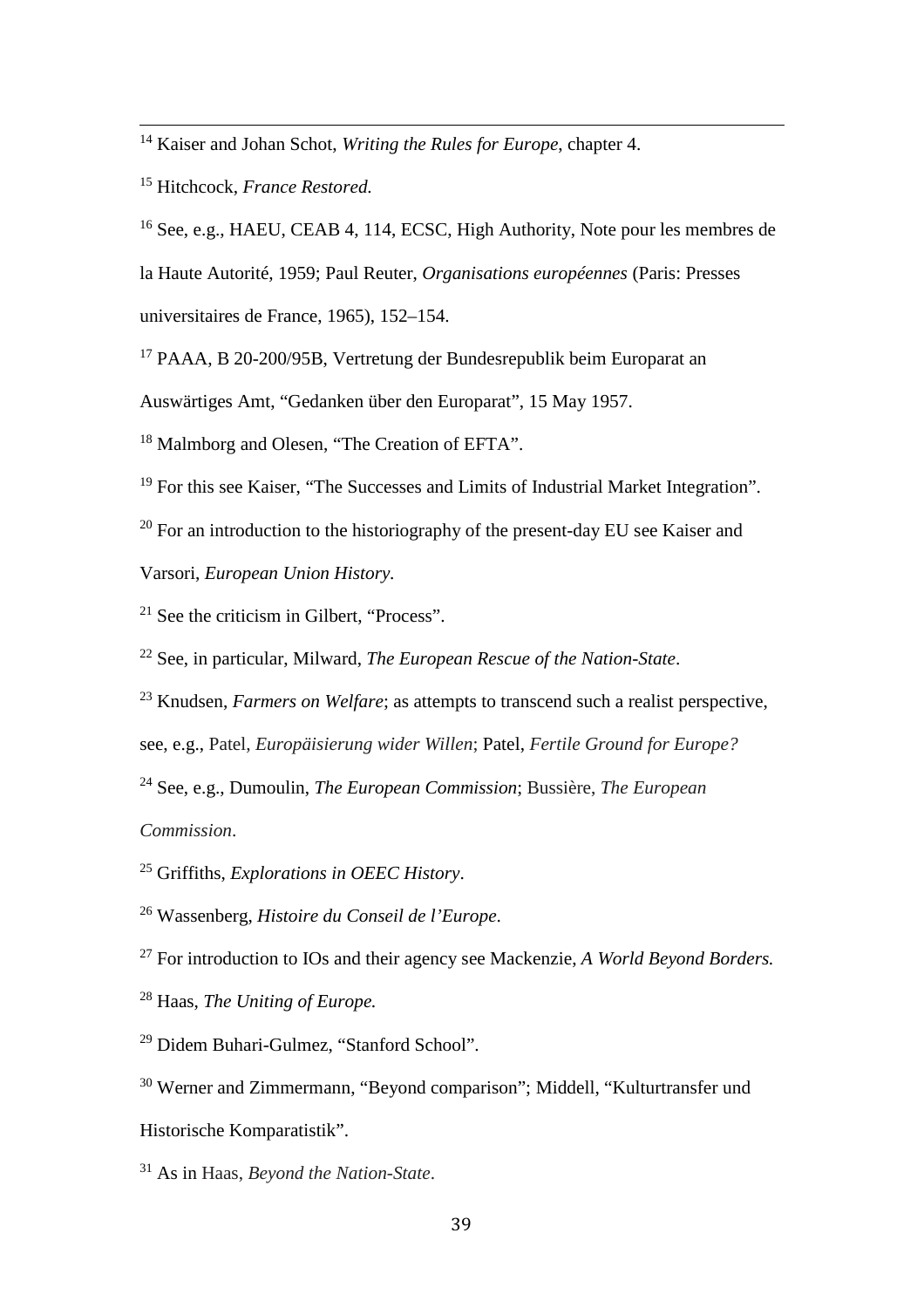[14] Kaiser and Johan Schot, *Writing the Rules for Europe*, chapter 4.

[15] Hitchcock, *France Restored.*

[16] See, e.g., HAEU, CEAB 4, 114, ECSC, High Authority, Note pour les membres de la Haute Autorité, 1959; Paul Reuter, *Organisations européennes* (Paris: Presses universitaires de France, 1965), 152–154.

[17] PAAA, B 20-200/95B, Vertretung der Bundesrepublik beim Europarat an Auswärtiges Amt, "Gedanken über den Europarat", 15 May 1957.

[18] Malmborg and Olesen, "The Creation of EFTA".

[19] For this see Kaiser, "The Successes and Limits of Industrial Market Integration".

[20] For an introduction to the historiography of the present-day EU see Kaiser and Varsori, *European Union History*.

[21] See the criticism in Gilbert, "Process".

[22] See, in particular, Milward, *The European Rescue of the Nation-State*.

[23] Knudsen, *Farmers on Welfare*; as attempts to transcend such a realist perspective, see, e.g., Patel, *Europäisierung wider Willen*; Patel, *Fertile Ground for Europe?*

[24] See, e.g., Dumoulin, *The European Commission*; Bussière, *The European Commission*.

[25] Griffiths, *Explorations in OEEC History*.

[26] Wassenberg, *Histoire du Conseil de l'Europe*.

[27] For introduction to IOs and their agency see Mackenzie, *A World Beyond Borders.*

[28] Haas, *The Uniting of Europe.*

[29] Didem Buhari-Gulmez, "Stanford School".

[30] Werner and Zimmermann, "Beyond comparison"; Middell, "Kulturtransfer und Historische Komparatistik".

[31] As in Haas, *Beyond the Nation-State*.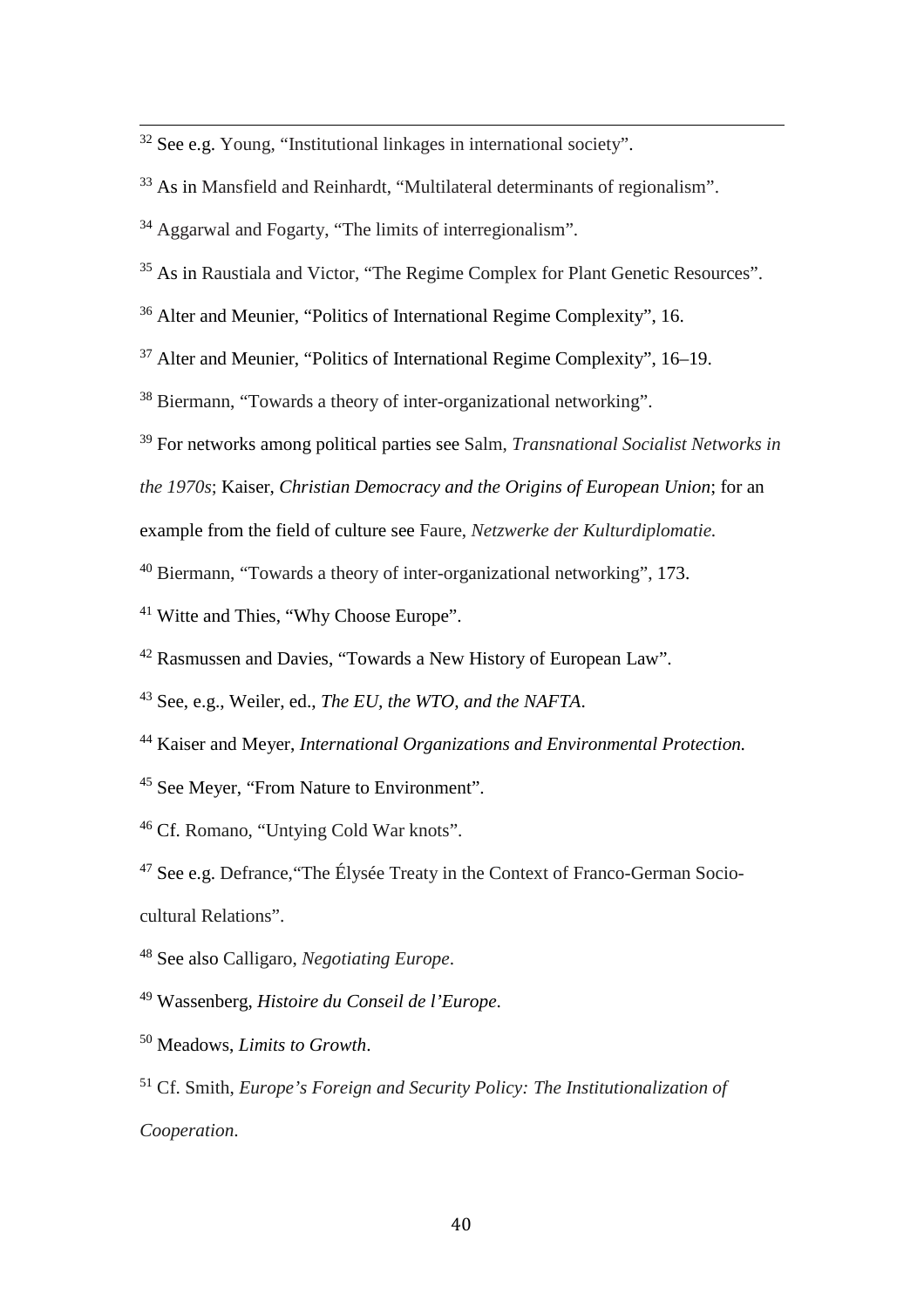[32] See e.g. Young, "Institutional linkages in international society".

[33] As in Mansfield and Reinhardt, "Multilateral determinants of regionalism".

[34] Aggarwal and Fogarty, "The limits of interregionalism".

[35] As in Raustiala and Victor, "The Regime Complex for Plant Genetic Resources".

[36] Alter and Meunier, "Politics of International Regime Complexity", 16.

[37] Alter and Meunier, "Politics of International Regime Complexity", 16–19.

[38] Biermann, "Towards a theory of inter-organizational networking".

[39] For networks among political parties see Salm, *Transnational Socialist Networks in the 1970s*; Kaiser, *Christian Democracy and the Origins of European Union*; for an example from the field of culture see Faure, *Netzwerke der Kulturdiplomatie.*

[40] Biermann, "Towards a theory of inter-organizational networking", 173.

[41] Witte and Thies, "Why Choose Europe".

[42] Rasmussen and Davies, "Towards a New History of European Law".

[43] See, e.g., Weiler, ed., *The EU, the WTO, and the NAFTA*.

[44] Kaiser and Meyer, *International Organizations and Environmental Protection.*

[45] See Meyer, "From Nature to Environment".

[46] Cf. Romano, "Untying Cold War knots".

[47] See e.g. Defrance,"The Élysée Treaty in the Context of Franco-German Socio-cultural Relations".

[48] See also Calligaro, *Negotiating Europe*.

[49] Wassenberg, *Histoire du Conseil de l'Europe*.

[50] Meadows, *Limits to Growth*.

[51] Cf. Smith, *Europe's Foreign and Security Policy: The Institutionalization of Cooperation*.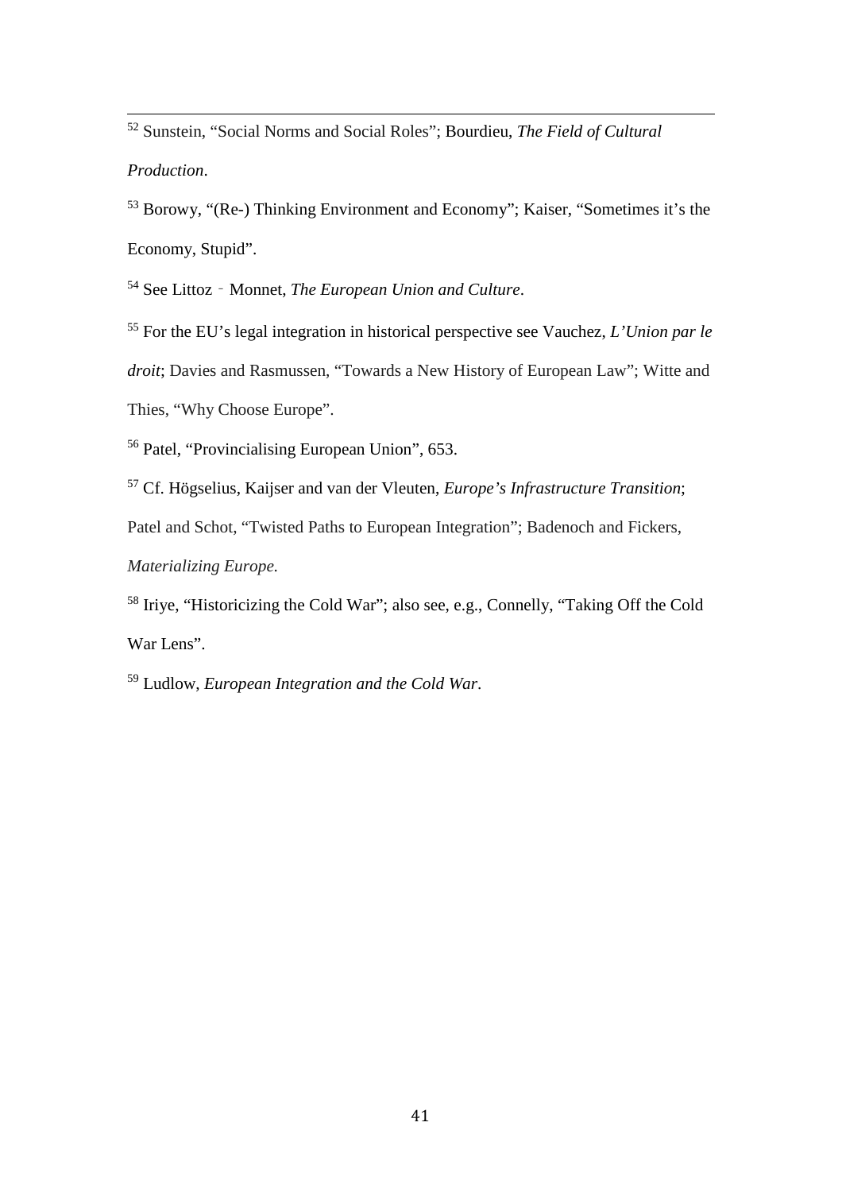[52] Sunstein, “Social Norms and Social Roles”; Bourdieu, *The Field of Cultural Production*.

[53] Borowy, “(Re-) Thinking Environment and Economy”; Kaiser, “Sometimes it’s the Economy, Stupid”.

[54] See Littoz‐Monnet, *The European Union and Culture*.

[55] For the EU’s legal integration in historical perspective see Vauchez, *L’Union par le droit*; Davies and Rasmussen, “Towards a New History of European Law”; Witte and Thies, “Why Choose Europe”.

[56] Patel, “Provincialising European Union”, 653.

[57] Cf. Högselius, Kaijser and van der Vleuten, *Europe’s Infrastructure Transition*; Patel and Schot, “Twisted Paths to European Integration”; Badenoch and Fickers, *Materializing Europe.*

[58] Iriye, “Historicizing the Cold War”; also see, e.g., Connelly, “Taking Off the Cold War Lens”.

[59] Ludlow, *European Integration and the Cold War*.